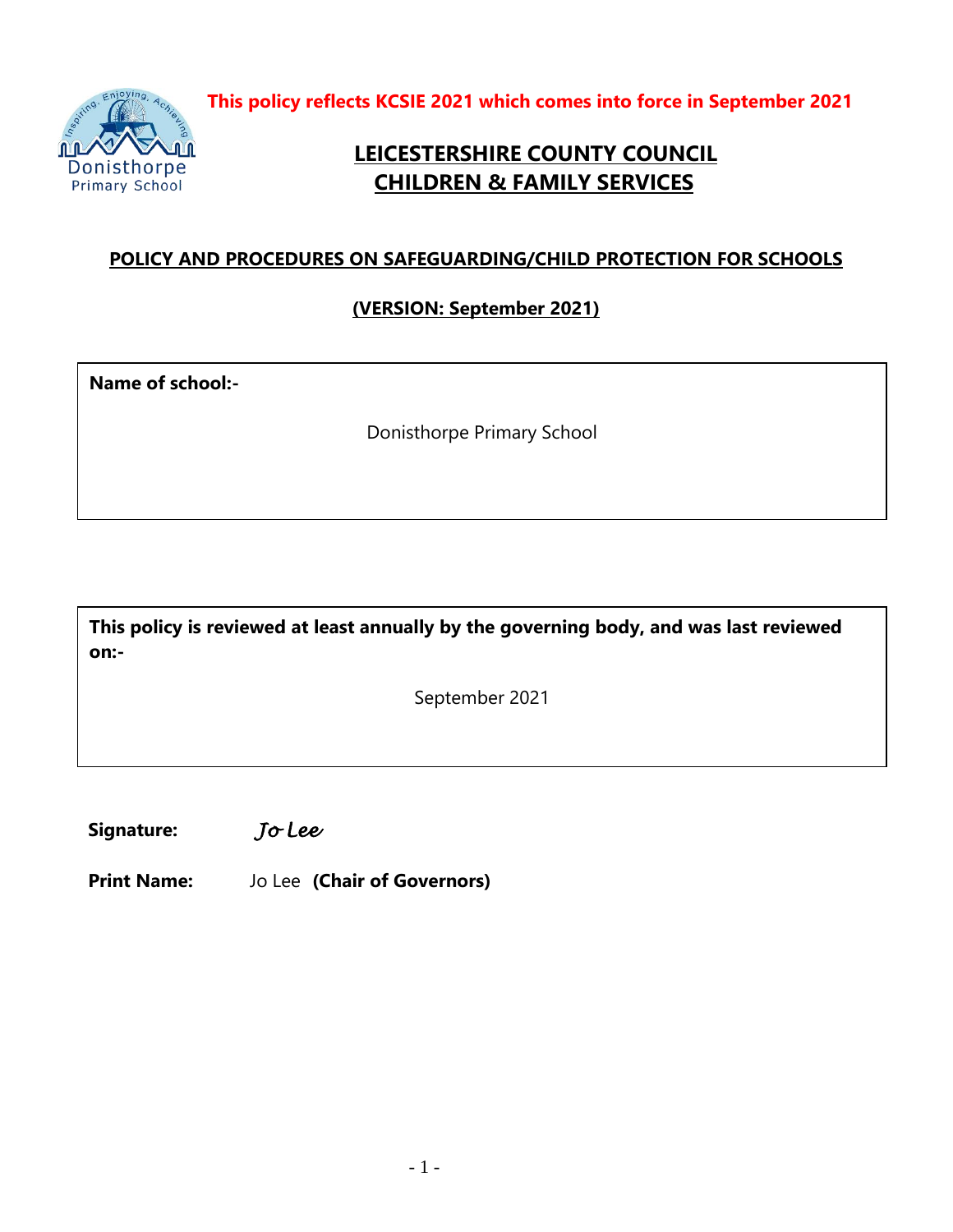**This policy reflects KCSIE 2021 which comes into force in September 2021**

# LEICESTERSHIRE COUNTY COUNCIL
# CHILDREN & FAMILY SERVICES

## POLICY AND PROCEDURES ON SAFEGUARDING/CHILD PROTECTION FOR SCHOOLS

### (VERSION: September 2021)

| **Name of school:-** |
|---|
| Donisthorpe Primary School |

| **This policy is reviewed at least annually by the governing body, and was last reviewed on:-** |
|---|
| September 2021 |

**Signature:** *Jo Lee*

**Print Name:** Jo Lee **(Chair of Governors)**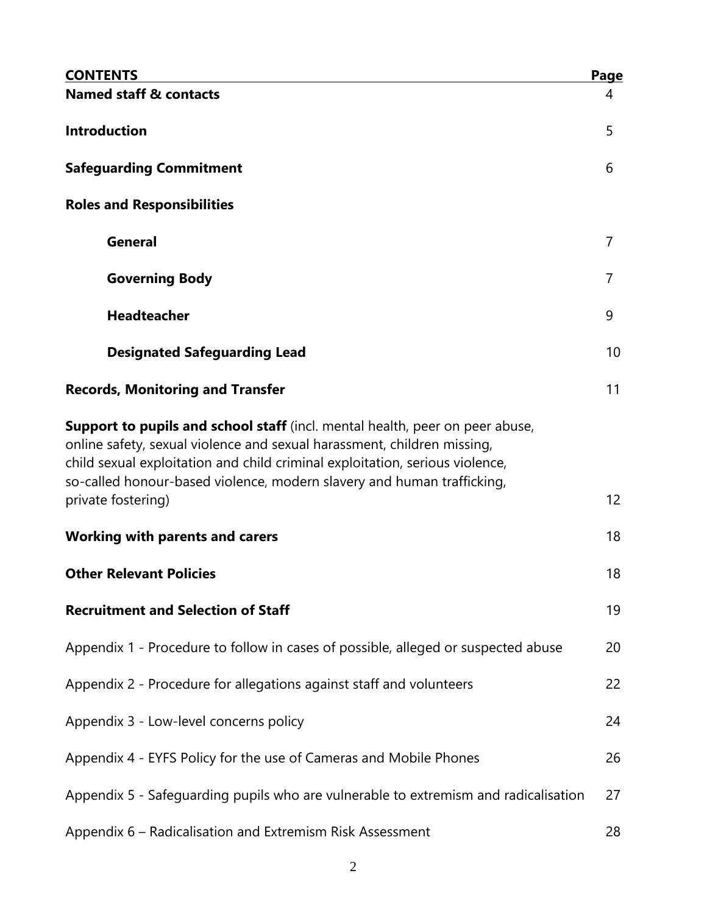| **CONTENTS** | **Page** |
| --- | --- |
| **Named staff & contacts** | 4 |
| **Introduction** | 5 |
| **Safeguarding Commitment** | 6 |
| **Roles and Responsibilities** | |
| **General** | 7 |
| **Governing Body** | 7 |
| **Headteacher** | 9 |
| **Designated Safeguarding Lead** | 10 |
| **Records, Monitoring and Transfer** | 11 |
| **Support to pupils and school staff** (incl. mental health, peer on peer abuse, online safety, sexual violence and sexual harassment, children missing, child sexual exploitation and child criminal exploitation, serious violence, so-called honour-based violence, modern slavery and human trafficking, private fostering) | 12 |
| **Working with parents and carers** | 18 |
| **Other Relevant Policies** | 18 |
| **Recruitment and Selection of Staff** | 19 |
| Appendix 1 - Procedure to follow in cases of possible, alleged or suspected abuse | 20 |
| Appendix 2 - Procedure for allegations against staff and volunteers | 22 |
| Appendix 3 - Low-level concerns policy | 24 |
| Appendix 4 - EYFS Policy for the use of Cameras and Mobile Phones | 26 |
| Appendix 5 - Safeguarding pupils who are vulnerable to extremism and radicalisation | 27 |
| Appendix 6 – Radicalisation and Extremism Risk Assessment | 28 |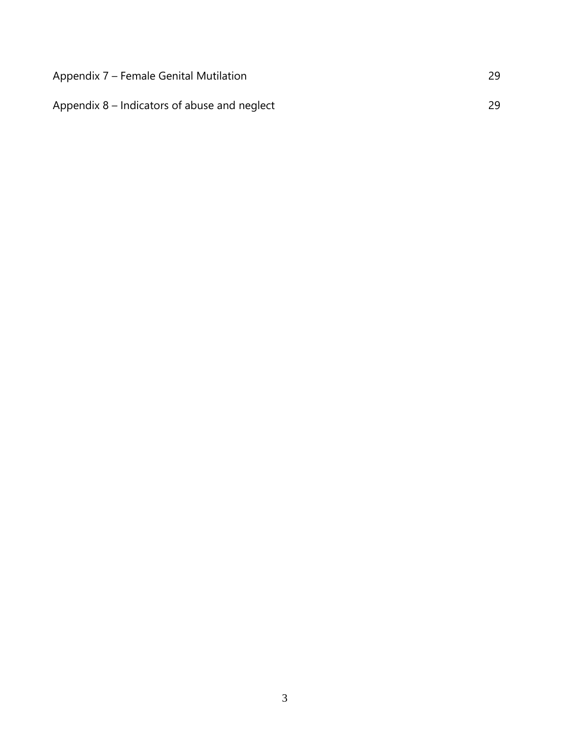| | |
|---|---|
| Appendix 7 – Female Genital Mutilation | 29 |
| Appendix 8 – Indicators of abuse and neglect | 29 |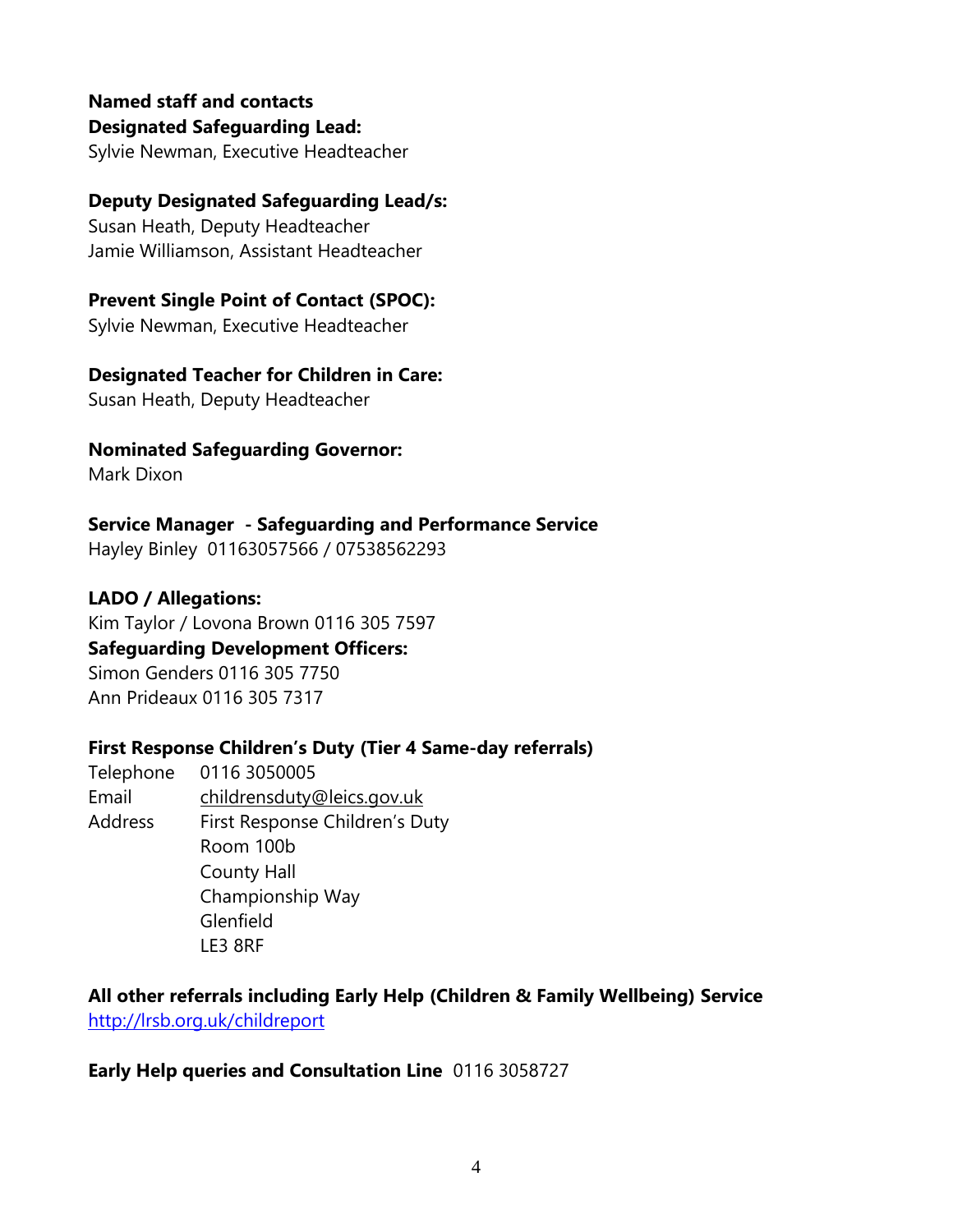**Named staff and contacts**

**Designated Safeguarding Lead:**
Sylvie Newman, Executive Headteacher

**Deputy Designated Safeguarding Lead/s:**
Susan Heath, Deputy Headteacher
Jamie Williamson, Assistant Headteacher

**Prevent Single Point of Contact (SPOC):**
Sylvie Newman, Executive Headteacher

**Designated Teacher for Children in Care:**
Susan Heath, Deputy Headteacher

**Nominated Safeguarding Governor:**
Mark Dixon

**Service Manager - Safeguarding and Performance Service**
Hayley Binley 01163057566 / 07538562293

**LADO / Allegations:**
Kim Taylor / Lovona Brown 0116 305 7597

**Safeguarding Development Officers:**
Simon Genders 0116 305 7750
Ann Prideaux 0116 305 7317

**First Response Children's Duty (Tier 4 Same-day referrals)**

| | |
|---|---|
| Telephone | 0116 3050005 |
| Email | childrensduty@leics.gov.uk |
| Address | First Response Children's Duty<br>Room 100b<br>County Hall<br>Championship Way<br>Glenfield<br>LE3 8RF |

**All other referrals including Early Help (Children & Family Wellbeing) Service**
http://lrsb.org.uk/childreport

**Early Help queries and Consultation Line** 0116 3058727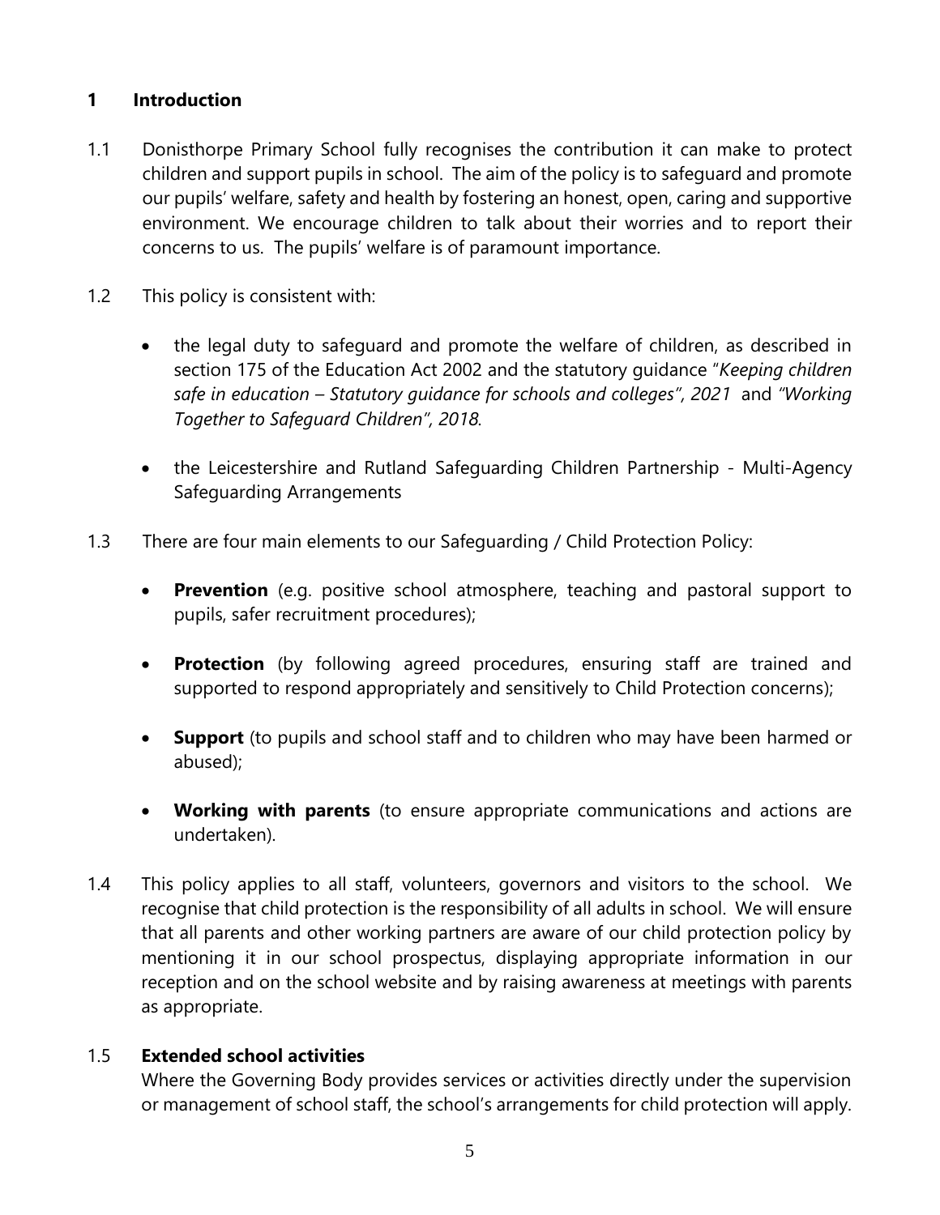## 1 Introduction

1.1 Donisthorpe Primary School fully recognises the contribution it can make to protect children and support pupils in school. The aim of the policy is to safeguard and promote our pupils' welfare, safety and health by fostering an honest, open, caring and supportive environment. We encourage children to talk about their worries and to report their concerns to us. The pupils' welfare is of paramount importance.

1.2 This policy is consistent with:

- the legal duty to safeguard and promote the welfare of children, as described in section 175 of the Education Act 2002 and the statutory guidance "*Keeping children safe in education – Statutory guidance for schools and colleges", 2021* and *"Working Together to Safeguard Children", 2018.*
- the Leicestershire and Rutland Safeguarding Children Partnership - Multi-Agency Safeguarding Arrangements

1.3 There are four main elements to our Safeguarding / Child Protection Policy:

- **Prevention** (e.g. positive school atmosphere, teaching and pastoral support to pupils, safer recruitment procedures);
- **Protection** (by following agreed procedures, ensuring staff are trained and supported to respond appropriately and sensitively to Child Protection concerns);
- **Support** (to pupils and school staff and to children who may have been harmed or abused);
- **Working with parents** (to ensure appropriate communications and actions are undertaken).

1.4 This policy applies to all staff, volunteers, governors and visitors to the school. We recognise that child protection is the responsibility of all adults in school. We will ensure that all parents and other working partners are aware of our child protection policy by mentioning it in our school prospectus, displaying appropriate information in our reception and on the school website and by raising awareness at meetings with parents as appropriate.

1.5 **Extended school activities**
Where the Governing Body provides services or activities directly under the supervision or management of school staff, the school's arrangements for child protection will apply.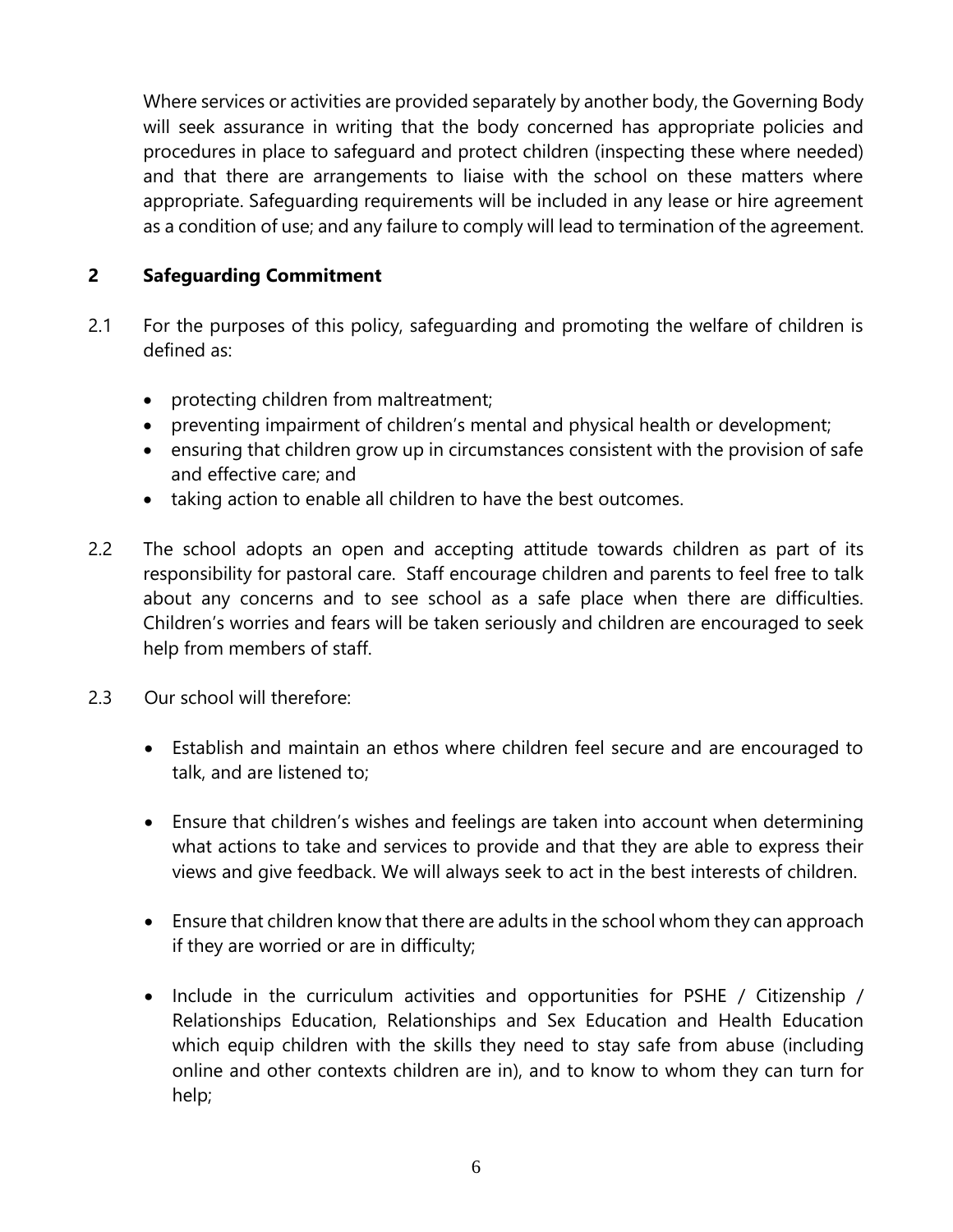Where services or activities are provided separately by another body, the Governing Body will seek assurance in writing that the body concerned has appropriate policies and procedures in place to safeguard and protect children (inspecting these where needed) and that there are arrangements to liaise with the school on these matters where appropriate. Safeguarding requirements will be included in any lease or hire agreement as a condition of use; and any failure to comply will lead to termination of the agreement.

## 2 Safeguarding Commitment

2.1 For the purposes of this policy, safeguarding and promoting the welfare of children is defined as:

- protecting children from maltreatment;
- preventing impairment of children's mental and physical health or development;
- ensuring that children grow up in circumstances consistent with the provision of safe and effective care; and
- taking action to enable all children to have the best outcomes.

2.2 The school adopts an open and accepting attitude towards children as part of its responsibility for pastoral care. Staff encourage children and parents to feel free to talk about any concerns and to see school as a safe place when there are difficulties. Children's worries and fears will be taken seriously and children are encouraged to seek help from members of staff.

2.3 Our school will therefore:

- Establish and maintain an ethos where children feel secure and are encouraged to talk, and are listened to;

- Ensure that children's wishes and feelings are taken into account when determining what actions to take and services to provide and that they are able to express their views and give feedback. We will always seek to act in the best interests of children.

- Ensure that children know that there are adults in the school whom they can approach if they are worried or are in difficulty;

- Include in the curriculum activities and opportunities for PSHE / Citizenship / Relationships Education, Relationships and Sex Education and Health Education which equip children with the skills they need to stay safe from abuse (including online and other contexts children are in), and to know to whom they can turn for help;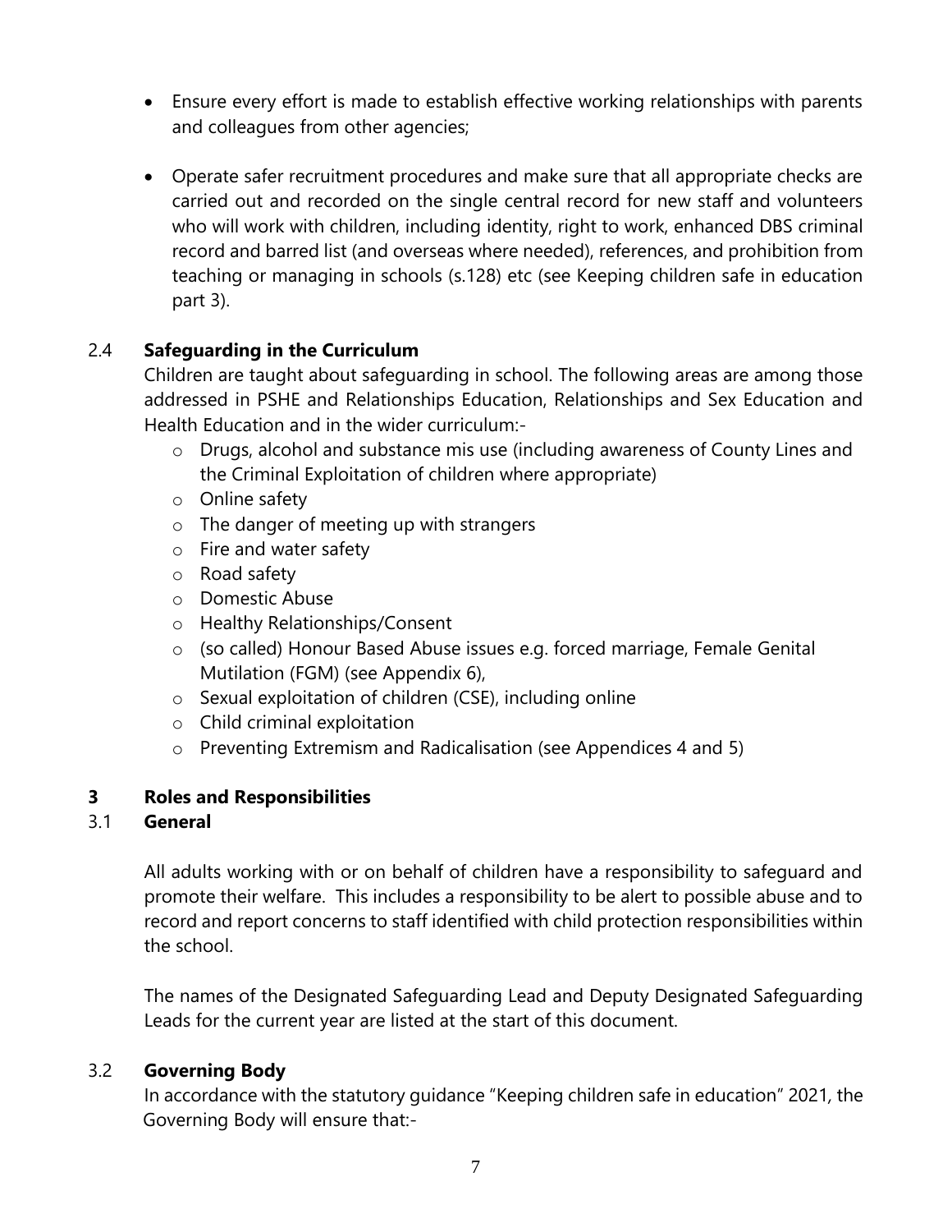- Ensure every effort is made to establish effective working relationships with parents and colleagues from other agencies;

- Operate safer recruitment procedures and make sure that all appropriate checks are carried out and recorded on the single central record for new staff and volunteers who will work with children, including identity, right to work, enhanced DBS criminal record and barred list (and overseas where needed), references, and prohibition from teaching or managing in schools (s.128) etc (see Keeping children safe in education part 3).

### 2.4 Safeguarding in the Curriculum

Children are taught about safeguarding in school. The following areas are among those addressed in PSHE and Relationships Education, Relationships and Sex Education and Health Education and in the wider curriculum:-

- Drugs, alcohol and substance mis use (including awareness of County Lines and the Criminal Exploitation of children where appropriate)
- Online safety
- The danger of meeting up with strangers
- Fire and water safety
- Road safety
- Domestic Abuse
- Healthy Relationships/Consent
- (so called) Honour Based Abuse issues e.g. forced marriage, Female Genital Mutilation (FGM) (see Appendix 6),
- Sexual exploitation of children (CSE), including online
- Child criminal exploitation
- Preventing Extremism and Radicalisation (see Appendices 4 and 5)

## 3 Roles and Responsibilities

### 3.1 General

All adults working with or on behalf of children have a responsibility to safeguard and promote their welfare. This includes a responsibility to be alert to possible abuse and to record and report concerns to staff identified with child protection responsibilities within the school.

The names of the Designated Safeguarding Lead and Deputy Designated Safeguarding Leads for the current year are listed at the start of this document.

### 3.2 Governing Body

In accordance with the statutory guidance "Keeping children safe in education" 2021, the Governing Body will ensure that:-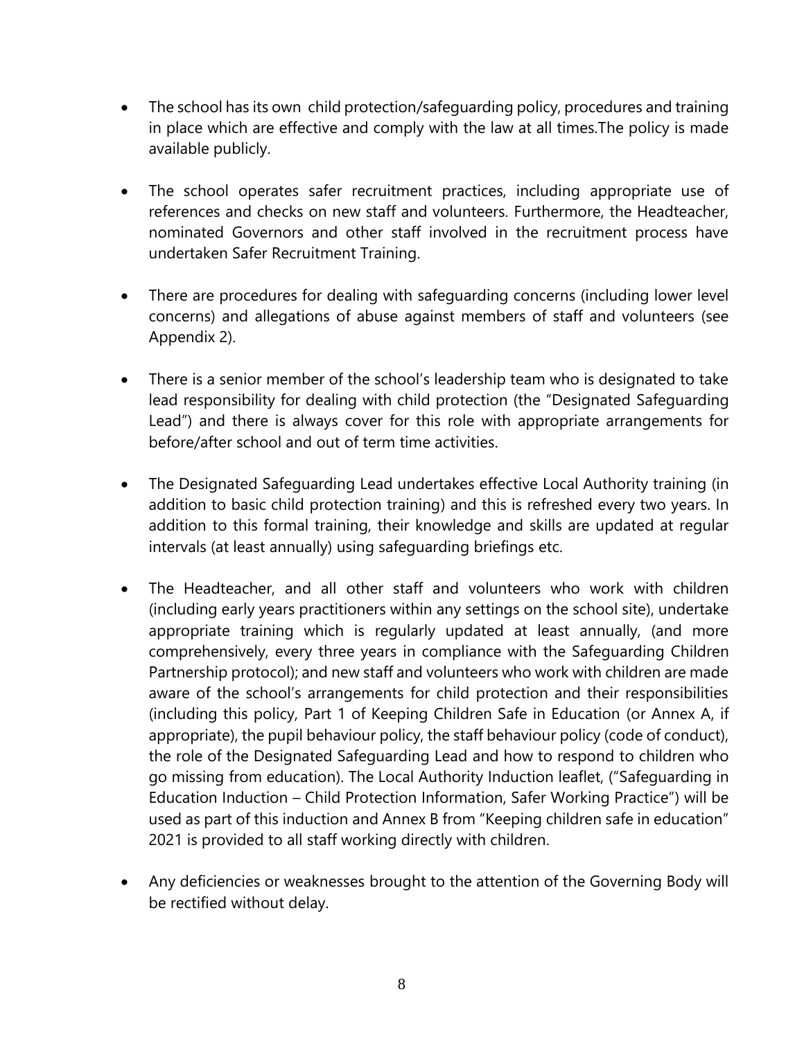- The school has its own child protection/safeguarding policy, procedures and training in place which are effective and comply with the law at all times.The policy is made available publicly.

- The school operates safer recruitment practices, including appropriate use of references and checks on new staff and volunteers. Furthermore, the Headteacher, nominated Governors and other staff involved in the recruitment process have undertaken Safer Recruitment Training.

- There are procedures for dealing with safeguarding concerns (including lower level concerns) and allegations of abuse against members of staff and volunteers (see Appendix 2).

- There is a senior member of the school's leadership team who is designated to take lead responsibility for dealing with child protection (the "Designated Safeguarding Lead") and there is always cover for this role with appropriate arrangements for before/after school and out of term time activities.

- The Designated Safeguarding Lead undertakes effective Local Authority training (in addition to basic child protection training) and this is refreshed every two years. In addition to this formal training, their knowledge and skills are updated at regular intervals (at least annually) using safeguarding briefings etc.

- The Headteacher, and all other staff and volunteers who work with children (including early years practitioners within any settings on the school site), undertake appropriate training which is regularly updated at least annually, (and more comprehensively, every three years in compliance with the Safeguarding Children Partnership protocol); and new staff and volunteers who work with children are made aware of the school's arrangements for child protection and their responsibilities (including this policy, Part 1 of Keeping Children Safe in Education (or Annex A, if appropriate), the pupil behaviour policy, the staff behaviour policy (code of conduct), the role of the Designated Safeguarding Lead and how to respond to children who go missing from education). The Local Authority Induction leaflet, ("Safeguarding in Education Induction – Child Protection Information, Safer Working Practice") will be used as part of this induction and Annex B from "Keeping children safe in education" 2021 is provided to all staff working directly with children.

- Any deficiencies or weaknesses brought to the attention of the Governing Body will be rectified without delay.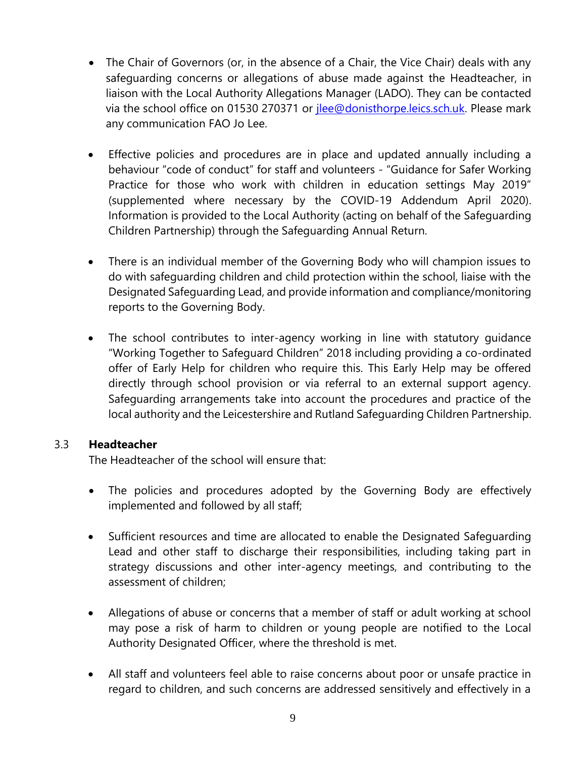- The Chair of Governors (or, in the absence of a Chair, the Vice Chair) deals with any safeguarding concerns or allegations of abuse made against the Headteacher, in liaison with the Local Authority Allegations Manager (LADO). They can be contacted via the school office on 01530 270371 or [jlee@donisthorpe.leics.sch.uk](mailto:jlee@donisthorpe.leics.sch.uk). Please mark any communication FAO Jo Lee.

- Effective policies and procedures are in place and updated annually including a behaviour "code of conduct" for staff and volunteers - "Guidance for Safer Working Practice for those who work with children in education settings May 2019" (supplemented where necessary by the COVID-19 Addendum April 2020). Information is provided to the Local Authority (acting on behalf of the Safeguarding Children Partnership) through the Safeguarding Annual Return.

- There is an individual member of the Governing Body who will champion issues to do with safeguarding children and child protection within the school, liaise with the Designated Safeguarding Lead, and provide information and compliance/monitoring reports to the Governing Body.

- The school contributes to inter-agency working in line with statutory guidance "Working Together to Safeguard Children" 2018 including providing a co-ordinated offer of Early Help for children who require this. This Early Help may be offered directly through school provision or via referral to an external support agency. Safeguarding arrangements take into account the procedures and practice of the local authority and the Leicestershire and Rutland Safeguarding Children Partnership.

### 3.3 Headteacher

The Headteacher of the school will ensure that:

- The policies and procedures adopted by the Governing Body are effectively implemented and followed by all staff;

- Sufficient resources and time are allocated to enable the Designated Safeguarding Lead and other staff to discharge their responsibilities, including taking part in strategy discussions and other inter-agency meetings, and contributing to the assessment of children;

- Allegations of abuse or concerns that a member of staff or adult working at school may pose a risk of harm to children or young people are notified to the Local Authority Designated Officer, where the threshold is met.

- All staff and volunteers feel able to raise concerns about poor or unsafe practice in regard to children, and such concerns are addressed sensitively and effectively in a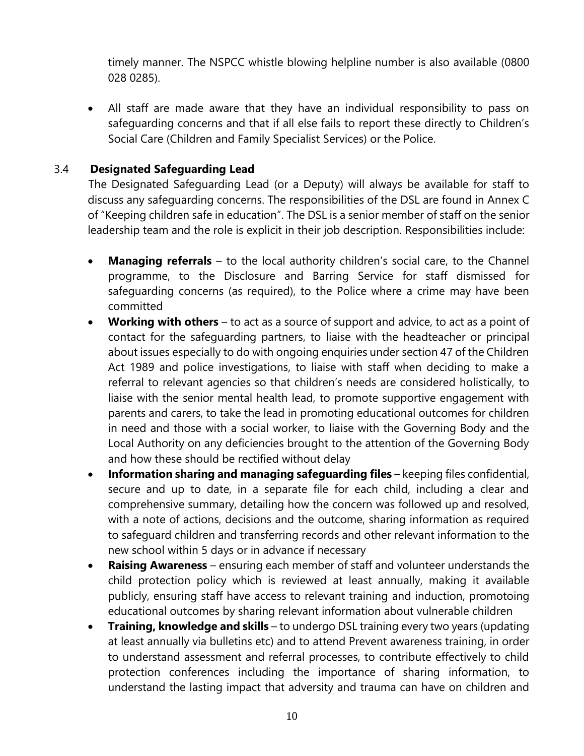timely manner. The NSPCC whistle blowing helpline number is also available (0800 028 0285).

- All staff are made aware that they have an individual responsibility to pass on safeguarding concerns and that if all else fails to report these directly to Children's Social Care (Children and Family Specialist Services) or the Police.

### 3.4 Designated Safeguarding Lead

The Designated Safeguarding Lead (or a Deputy) will always be available for staff to discuss any safeguarding concerns. The responsibilities of the DSL are found in Annex C of "Keeping children safe in education". The DSL is a senior member of staff on the senior leadership team and the role is explicit in their job description. Responsibilities include:

- **Managing referrals** – to the local authority children's social care, to the Channel programme, to the Disclosure and Barring Service for staff dismissed for safeguarding concerns (as required), to the Police where a crime may have been committed
- **Working with others** – to act as a source of support and advice, to act as a point of contact for the safeguarding partners, to liaise with the headteacher or principal about issues especially to do with ongoing enquiries under section 47 of the Children Act 1989 and police investigations, to liaise with staff when deciding to make a referral to relevant agencies so that children's needs are considered holistically, to liaise with the senior mental health lead, to promote supportive engagement with parents and carers, to take the lead in promoting educational outcomes for children in need and those with a social worker, to liaise with the Governing Body and the Local Authority on any deficiencies brought to the attention of the Governing Body and how these should be rectified without delay
- **Information sharing and managing safeguarding files** – keeping files confidential, secure and up to date, in a separate file for each child, including a clear and comprehensive summary, detailing how the concern was followed up and resolved, with a note of actions, decisions and the outcome, sharing information as required to safeguard children and transferring records and other relevant information to the new school within 5 days or in advance if necessary
- **Raising Awareness** – ensuring each member of staff and volunteer understands the child protection policy which is reviewed at least annually, making it available publicly, ensuring staff have access to relevant training and induction, promotoing educational outcomes by sharing relevant information about vulnerable children
- **Training, knowledge and skills** – to undergo DSL training every two years (updating at least annually via bulletins etc) and to attend Prevent awareness training, in order to understand assessment and referral processes, to contribute effectively to child protection conferences including the importance of sharing information, to understand the lasting impact that adversity and trauma can have on children and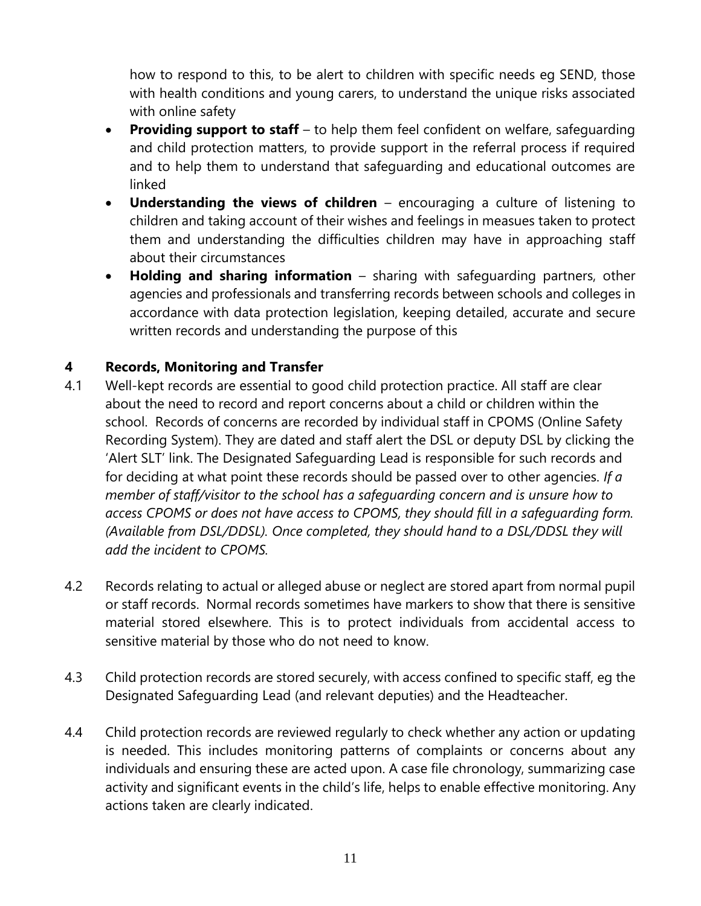how to respond to this, to be alert to children with specific needs eg SEND, those with health conditions and young carers, to understand the unique risks associated with online safety

- **Providing support to staff** – to help them feel confident on welfare, safeguarding and child protection matters, to provide support in the referral process if required and to help them to understand that safeguarding and educational outcomes are linked
- **Understanding the views of children** – encouraging a culture of listening to children and taking account of their wishes and feelings in measues taken to protect them and understanding the difficulties children may have in approaching staff about their circumstances
- **Holding and sharing information** – sharing with safeguarding partners, other agencies and professionals and transferring records between schools and colleges in accordance with data protection legislation, keeping detailed, accurate and secure written records and understanding the purpose of this

## 4 Records, Monitoring and Transfer

4.1 Well-kept records are essential to good child protection practice. All staff are clear about the need to record and report concerns about a child or children within the school. Records of concerns are recorded by individual staff in CPOMS (Online Safety Recording System). They are dated and staff alert the DSL or deputy DSL by clicking the 'Alert SLT' link. The Designated Safeguarding Lead is responsible for such records and for deciding at what point these records should be passed over to other agencies. *If a member of staff/visitor to the school has a safeguarding concern and is unsure how to access CPOMS or does not have access to CPOMS, they should fill in a safeguarding form. (Available from DSL/DDSL). Once completed, they should hand to a DSL/DDSL they will add the incident to CPOMS.*

4.2 Records relating to actual or alleged abuse or neglect are stored apart from normal pupil or staff records. Normal records sometimes have markers to show that there is sensitive material stored elsewhere. This is to protect individuals from accidental access to sensitive material by those who do not need to know.

4.3 Child protection records are stored securely, with access confined to specific staff, eg the Designated Safeguarding Lead (and relevant deputies) and the Headteacher.

4.4 Child protection records are reviewed regularly to check whether any action or updating is needed. This includes monitoring patterns of complaints or concerns about any individuals and ensuring these are acted upon. A case file chronology, summarizing case activity and significant events in the child's life, helps to enable effective monitoring. Any actions taken are clearly indicated.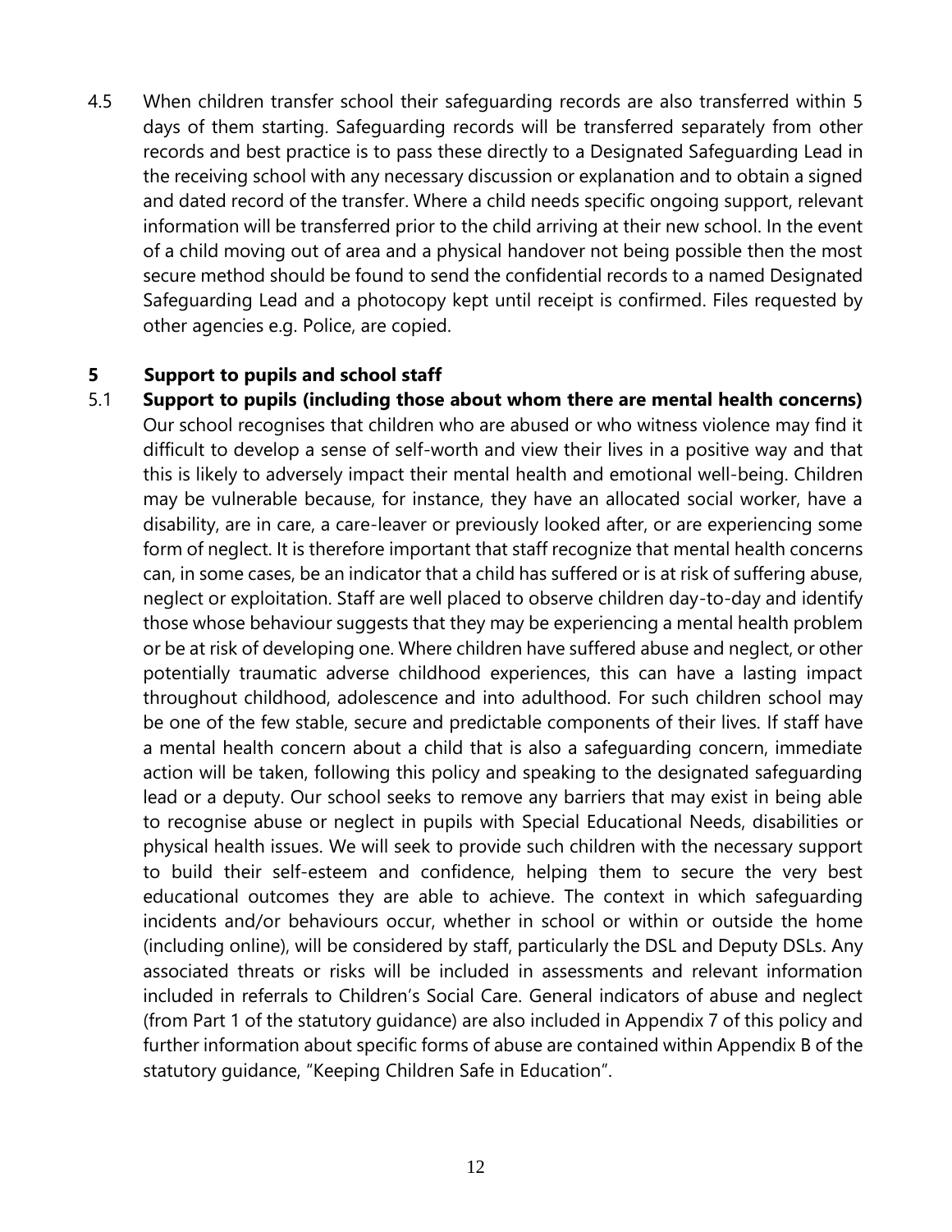4.5 When children transfer school their safeguarding records are also transferred within 5 days of them starting. Safeguarding records will be transferred separately from other records and best practice is to pass these directly to a Designated Safeguarding Lead in the receiving school with any necessary discussion or explanation and to obtain a signed and dated record of the transfer. Where a child needs specific ongoing support, relevant information will be transferred prior to the child arriving at their new school. In the event of a child moving out of area and a physical handover not being possible then the most secure method should be found to send the confidential records to a named Designated Safeguarding Lead and a photocopy kept until receipt is confirmed. Files requested by other agencies e.g. Police, are copied.

## 5 Support to pupils and school staff

### 5.1 Support to pupils (including those about whom there are mental health concerns)

Our school recognises that children who are abused or who witness violence may find it difficult to develop a sense of self-worth and view their lives in a positive way and that this is likely to adversely impact their mental health and emotional well-being. Children may be vulnerable because, for instance, they have an allocated social worker, have a disability, are in care, a care-leaver or previously looked after, or are experiencing some form of neglect. It is therefore important that staff recognize that mental health concerns can, in some cases, be an indicator that a child has suffered or is at risk of suffering abuse, neglect or exploitation. Staff are well placed to observe children day-to-day and identify those whose behaviour suggests that they may be experiencing a mental health problem or be at risk of developing one. Where children have suffered abuse and neglect, or other potentially traumatic adverse childhood experiences, this can have a lasting impact throughout childhood, adolescence and into adulthood. For such children school may be one of the few stable, secure and predictable components of their lives. If staff have a mental health concern about a child that is also a safeguarding concern, immediate action will be taken, following this policy and speaking to the designated safeguarding lead or a deputy. Our school seeks to remove any barriers that may exist in being able to recognise abuse or neglect in pupils with Special Educational Needs, disabilities or physical health issues. We will seek to provide such children with the necessary support to build their self-esteem and confidence, helping them to secure the very best educational outcomes they are able to achieve. The context in which safeguarding incidents and/or behaviours occur, whether in school or within or outside the home (including online), will be considered by staff, particularly the DSL and Deputy DSLs. Any associated threats or risks will be included in assessments and relevant information included in referrals to Children's Social Care. General indicators of abuse and neglect (from Part 1 of the statutory guidance) are also included in Appendix 7 of this policy and further information about specific forms of abuse are contained within Appendix B of the statutory guidance, "Keeping Children Safe in Education".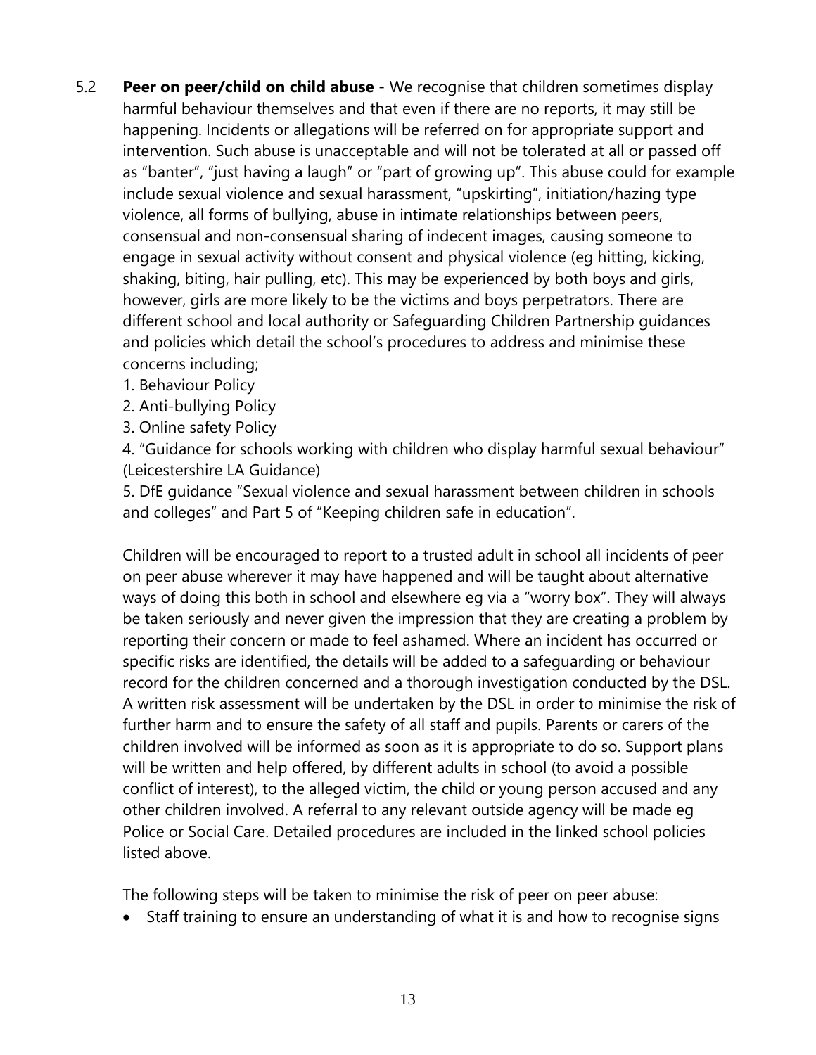5.2 **Peer on peer/child on child abuse** - We recognise that children sometimes display harmful behaviour themselves and that even if there are no reports, it may still be happening. Incidents or allegations will be referred on for appropriate support and intervention. Such abuse is unacceptable and will not be tolerated at all or passed off as "banter", "just having a laugh" or "part of growing up". This abuse could for example include sexual violence and sexual harassment, "upskirting", initiation/hazing type violence, all forms of bullying, abuse in intimate relationships between peers, consensual and non-consensual sharing of indecent images, causing someone to engage in sexual activity without consent and physical violence (eg hitting, kicking, shaking, biting, hair pulling, etc). This may be experienced by both boys and girls, however, girls are more likely to be the victims and boys perpetrators. There are different school and local authority or Safeguarding Children Partnership guidances and policies which detail the school's procedures to address and minimise these concerns including;

1. Behaviour Policy
2. Anti-bullying Policy
3. Online safety Policy
4. "Guidance for schools working with children who display harmful sexual behaviour" (Leicestershire LA Guidance)
5. DfE guidance "Sexual violence and sexual harassment between children in schools and colleges" and Part 5 of "Keeping children safe in education".

Children will be encouraged to report to a trusted adult in school all incidents of peer on peer abuse wherever it may have happened and will be taught about alternative ways of doing this both in school and elsewhere eg via a "worry box". They will always be taken seriously and never given the impression that they are creating a problem by reporting their concern or made to feel ashamed. Where an incident has occurred or specific risks are identified, the details will be added to a safeguarding or behaviour record for the children concerned and a thorough investigation conducted by the DSL. A written risk assessment will be undertaken by the DSL in order to minimise the risk of further harm and to ensure the safety of all staff and pupils. Parents or carers of the children involved will be informed as soon as it is appropriate to do so. Support plans will be written and help offered, by different adults in school (to avoid a possible conflict of interest), to the alleged victim, the child or young person accused and any other children involved. A referral to any relevant outside agency will be made eg Police or Social Care. Detailed procedures are included in the linked school policies listed above.

The following steps will be taken to minimise the risk of peer on peer abuse:

- Staff training to ensure an understanding of what it is and how to recognise signs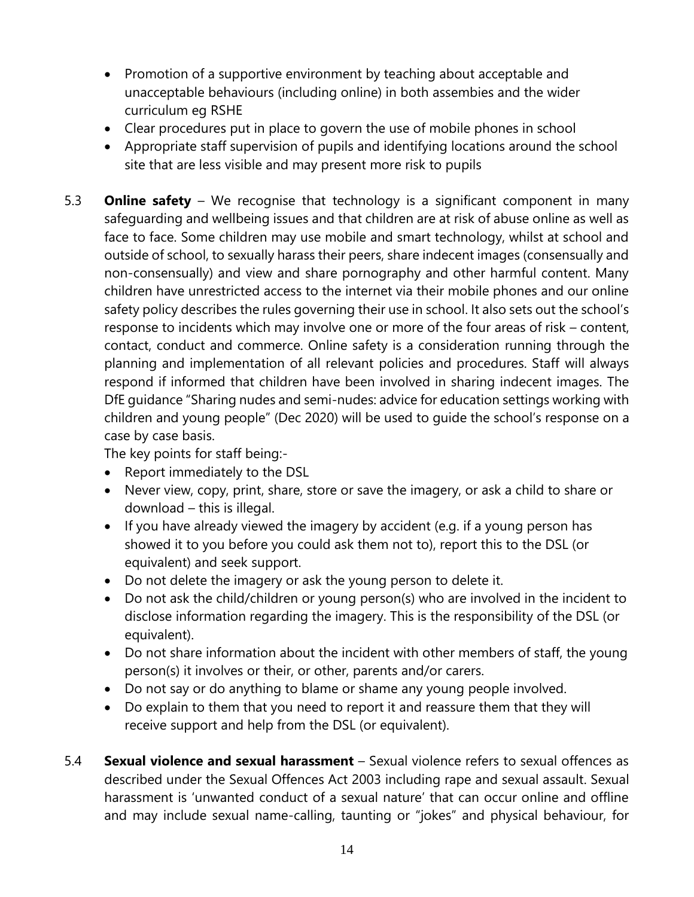- Promotion of a supportive environment by teaching about acceptable and unacceptable behaviours (including online) in both assemblies and the wider curriculum eg RSHE
- Clear procedures put in place to govern the use of mobile phones in school
- Appropriate staff supervision of pupils and identifying locations around the school site that are less visible and may present more risk to pupils

5.3 **Online safety** – We recognise that technology is a significant component in many safeguarding and wellbeing issues and that children are at risk of abuse online as well as face to face. Some children may use mobile and smart technology, whilst at school and outside of school, to sexually harass their peers, share indecent images (consensually and non-consensually) and view and share pornography and other harmful content. Many children have unrestricted access to the internet via their mobile phones and our online safety policy describes the rules governing their use in school. It also sets out the school's response to incidents which may involve one or more of the four areas of risk – content, contact, conduct and commerce. Online safety is a consideration running through the planning and implementation of all relevant policies and procedures. Staff will always respond if informed that children have been involved in sharing indecent images. The DfE guidance "Sharing nudes and semi-nudes: advice for education settings working with children and young people" (Dec 2020) will be used to guide the school's response on a case by case basis.

The key points for staff being:-

- Report immediately to the DSL
- Never view, copy, print, share, store or save the imagery, or ask a child to share or download – this is illegal.
- If you have already viewed the imagery by accident (e.g. if a young person has showed it to you before you could ask them not to), report this to the DSL (or equivalent) and seek support.
- Do not delete the imagery or ask the young person to delete it.
- Do not ask the child/children or young person(s) who are involved in the incident to disclose information regarding the imagery. This is the responsibility of the DSL (or equivalent).
- Do not share information about the incident with other members of staff, the young person(s) it involves or their, or other, parents and/or carers.
- Do not say or do anything to blame or shame any young people involved.
- Do explain to them that you need to report it and reassure them that they will receive support and help from the DSL (or equivalent).

5.4 **Sexual violence and sexual harassment** – Sexual violence refers to sexual offences as described under the Sexual Offences Act 2003 including rape and sexual assault. Sexual harassment is 'unwanted conduct of a sexual nature' that can occur online and offline and may include sexual name-calling, taunting or "jokes" and physical behaviour, for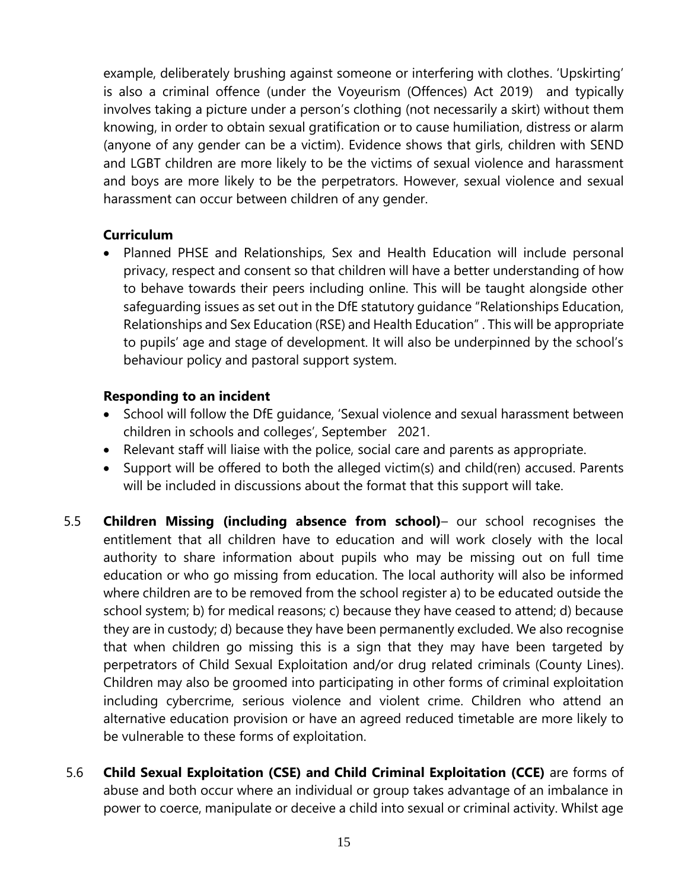example, deliberately brushing against someone or interfering with clothes. 'Upskirting' is also a criminal offence (under the Voyeurism (Offences) Act 2019) and typically involves taking a picture under a person's clothing (not necessarily a skirt) without them knowing, in order to obtain sexual gratification or to cause humiliation, distress or alarm (anyone of any gender can be a victim). Evidence shows that girls, children with SEND and LGBT children are more likely to be the victims of sexual violence and harassment and boys are more likely to be the perpetrators. However, sexual violence and sexual harassment can occur between children of any gender.

**Curriculum**

- Planned PHSE and Relationships, Sex and Health Education will include personal privacy, respect and consent so that children will have a better understanding of how to behave towards their peers including online. This will be taught alongside other safeguarding issues as set out in the DfE statutory guidance "Relationships Education, Relationships and Sex Education (RSE) and Health Education" . This will be appropriate to pupils' age and stage of development. It will also be underpinned by the school's behaviour policy and pastoral support system.

**Responding to an incident**

- School will follow the DfE guidance, 'Sexual violence and sexual harassment between children in schools and colleges', September 2021.
- Relevant staff will liaise with the police, social care and parents as appropriate.
- Support will be offered to both the alleged victim(s) and child(ren) accused. Parents will be included in discussions about the format that this support will take.

5.5 **Children Missing (including absence from school)**– our school recognises the entitlement that all children have to education and will work closely with the local authority to share information about pupils who may be missing out on full time education or who go missing from education. The local authority will also be informed where children are to be removed from the school register a) to be educated outside the school system; b) for medical reasons; c) because they have ceased to attend; d) because they are in custody; d) because they have been permanently excluded. We also recognise that when children go missing this is a sign that they may have been targeted by perpetrators of Child Sexual Exploitation and/or drug related criminals (County Lines). Children may also be groomed into participating in other forms of criminal exploitation including cybercrime, serious violence and violent crime. Children who attend an alternative education provision or have an agreed reduced timetable are more likely to be vulnerable to these forms of exploitation.

5.6 **Child Sexual Exploitation (CSE) and Child Criminal Exploitation (CCE)** are forms of abuse and both occur where an individual or group takes advantage of an imbalance in power to coerce, manipulate or deceive a child into sexual or criminal activity. Whilst age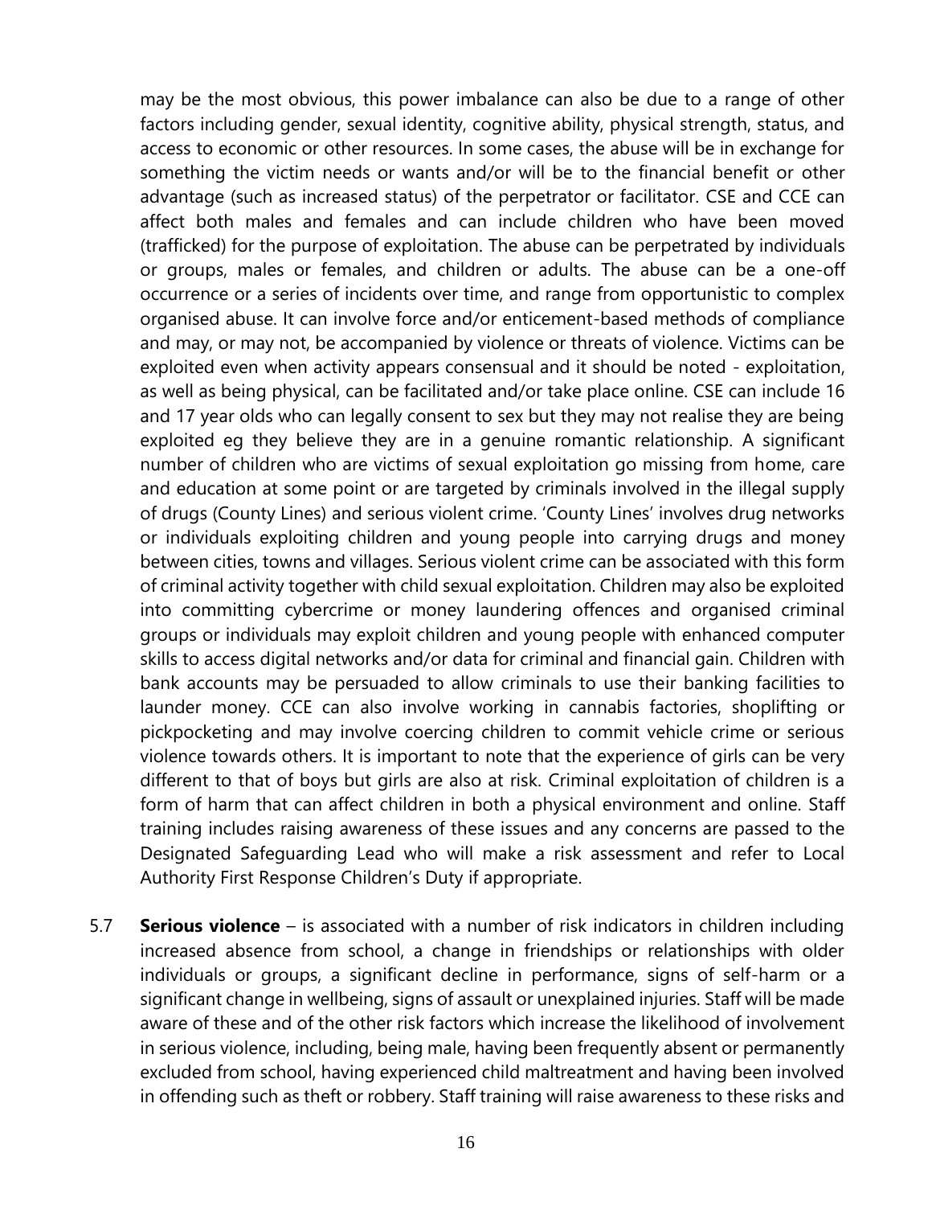may be the most obvious, this power imbalance can also be due to a range of other factors including gender, sexual identity, cognitive ability, physical strength, status, and access to economic or other resources. In some cases, the abuse will be in exchange for something the victim needs or wants and/or will be to the financial benefit or other advantage (such as increased status) of the perpetrator or facilitator. CSE and CCE can affect both males and females and can include children who have been moved (trafficked) for the purpose of exploitation. The abuse can be perpetrated by individuals or groups, males or females, and children or adults. The abuse can be a one-off occurrence or a series of incidents over time, and range from opportunistic to complex organised abuse. It can involve force and/or enticement-based methods of compliance and may, or may not, be accompanied by violence or threats of violence. Victims can be exploited even when activity appears consensual and it should be noted - exploitation, as well as being physical, can be facilitated and/or take place online. CSE can include 16 and 17 year olds who can legally consent to sex but they may not realise they are being exploited eg they believe they are in a genuine romantic relationship. A significant number of children who are victims of sexual exploitation go missing from home, care and education at some point or are targeted by criminals involved in the illegal supply of drugs (County Lines) and serious violent crime. 'County Lines' involves drug networks or individuals exploiting children and young people into carrying drugs and money between cities, towns and villages. Serious violent crime can be associated with this form of criminal activity together with child sexual exploitation. Children may also be exploited into committing cybercrime or money laundering offences and organised criminal groups or individuals may exploit children and young people with enhanced computer skills to access digital networks and/or data for criminal and financial gain. Children with bank accounts may be persuaded to allow criminals to use their banking facilities to launder money. CCE can also involve working in cannabis factories, shoplifting or pickpocketing and may involve coercing children to commit vehicle crime or serious violence towards others. It is important to note that the experience of girls can be very different to that of boys but girls are also at risk. Criminal exploitation of children is a form of harm that can affect children in both a physical environment and online. Staff training includes raising awareness of these issues and any concerns are passed to the Designated Safeguarding Lead who will make a risk assessment and refer to Local Authority First Response Children's Duty if appropriate.

5.7 **Serious violence** – is associated with a number of risk indicators in children including increased absence from school, a change in friendships or relationships with older individuals or groups, a significant decline in performance, signs of self-harm or a significant change in wellbeing, signs of assault or unexplained injuries. Staff will be made aware of these and of the other risk factors which increase the likelihood of involvement in serious violence, including, being male, having been frequently absent or permanently excluded from school, having experienced child maltreatment and having been involved in offending such as theft or robbery. Staff training will raise awareness to these risks and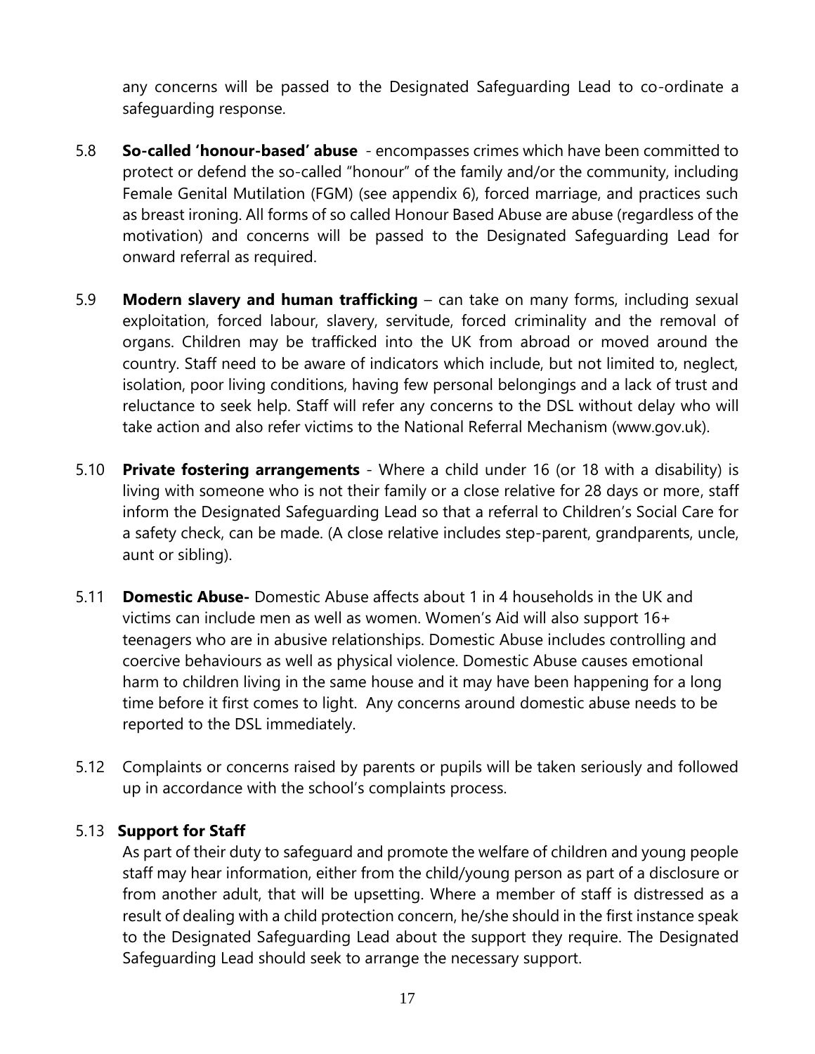any concerns will be passed to the Designated Safeguarding Lead to co-ordinate a safeguarding response.

5.8 **So-called 'honour-based' abuse** - encompasses crimes which have been committed to protect or defend the so-called "honour" of the family and/or the community, including Female Genital Mutilation (FGM) (see appendix 6), forced marriage, and practices such as breast ironing. All forms of so called Honour Based Abuse are abuse (regardless of the motivation) and concerns will be passed to the Designated Safeguarding Lead for onward referral as required.

5.9 **Modern slavery and human trafficking** – can take on many forms, including sexual exploitation, forced labour, slavery, servitude, forced criminality and the removal of organs. Children may be trafficked into the UK from abroad or moved around the country. Staff need to be aware of indicators which include, but not limited to, neglect, isolation, poor living conditions, having few personal belongings and a lack of trust and reluctance to seek help. Staff will refer any concerns to the DSL without delay who will take action and also refer victims to the National Referral Mechanism (www.gov.uk).

5.10 **Private fostering arrangements** - Where a child under 16 (or 18 with a disability) is living with someone who is not their family or a close relative for 28 days or more, staff inform the Designated Safeguarding Lead so that a referral to Children's Social Care for a safety check, can be made. (A close relative includes step-parent, grandparents, uncle, aunt or sibling).

5.11 **Domestic Abuse-** Domestic Abuse affects about 1 in 4 households in the UK and victims can include men as well as women. Women's Aid will also support 16+ teenagers who are in abusive relationships. Domestic Abuse includes controlling and coercive behaviours as well as physical violence. Domestic Abuse causes emotional harm to children living in the same house and it may have been happening for a long time before it first comes to light. Any concerns around domestic abuse needs to be reported to the DSL immediately.

5.12 Complaints or concerns raised by parents or pupils will be taken seriously and followed up in accordance with the school's complaints process.

5.13 **Support for Staff**

As part of their duty to safeguard and promote the welfare of children and young people staff may hear information, either from the child/young person as part of a disclosure or from another adult, that will be upsetting. Where a member of staff is distressed as a result of dealing with a child protection concern, he/she should in the first instance speak to the Designated Safeguarding Lead about the support they require. The Designated Safeguarding Lead should seek to arrange the necessary support.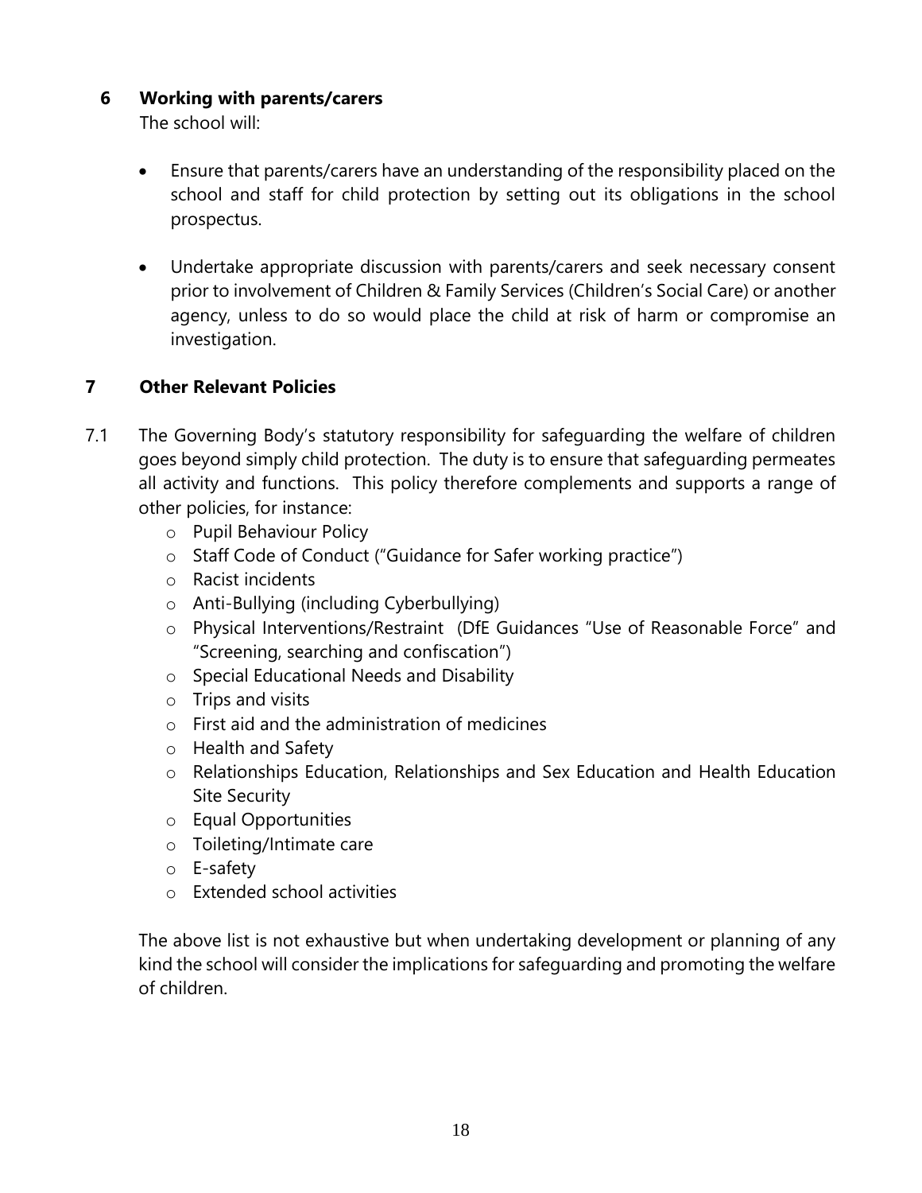## 6 Working with parents/carers

The school will:

- Ensure that parents/carers have an understanding of the responsibility placed on the school and staff for child protection by setting out its obligations in the school prospectus.
- Undertake appropriate discussion with parents/carers and seek necessary consent prior to involvement of Children & Family Services (Children's Social Care) or another agency, unless to do so would place the child at risk of harm or compromise an investigation.

## 7 Other Relevant Policies

7.1 The Governing Body's statutory responsibility for safeguarding the welfare of children goes beyond simply child protection. The duty is to ensure that safeguarding permeates all activity and functions. This policy therefore complements and supports a range of other policies, for instance:

- Pupil Behaviour Policy
- Staff Code of Conduct ("Guidance for Safer working practice")
- Racist incidents
- Anti-Bullying (including Cyberbullying)
- Physical Interventions/Restraint (DfE Guidances "Use of Reasonable Force" and "Screening, searching and confiscation")
- Special Educational Needs and Disability
- Trips and visits
- First aid and the administration of medicines
- Health and Safety
- Relationships Education, Relationships and Sex Education and Health Education Site Security
- Equal Opportunities
- Toileting/Intimate care
- E-safety
- Extended school activities

The above list is not exhaustive but when undertaking development or planning of any kind the school will consider the implications for safeguarding and promoting the welfare of children.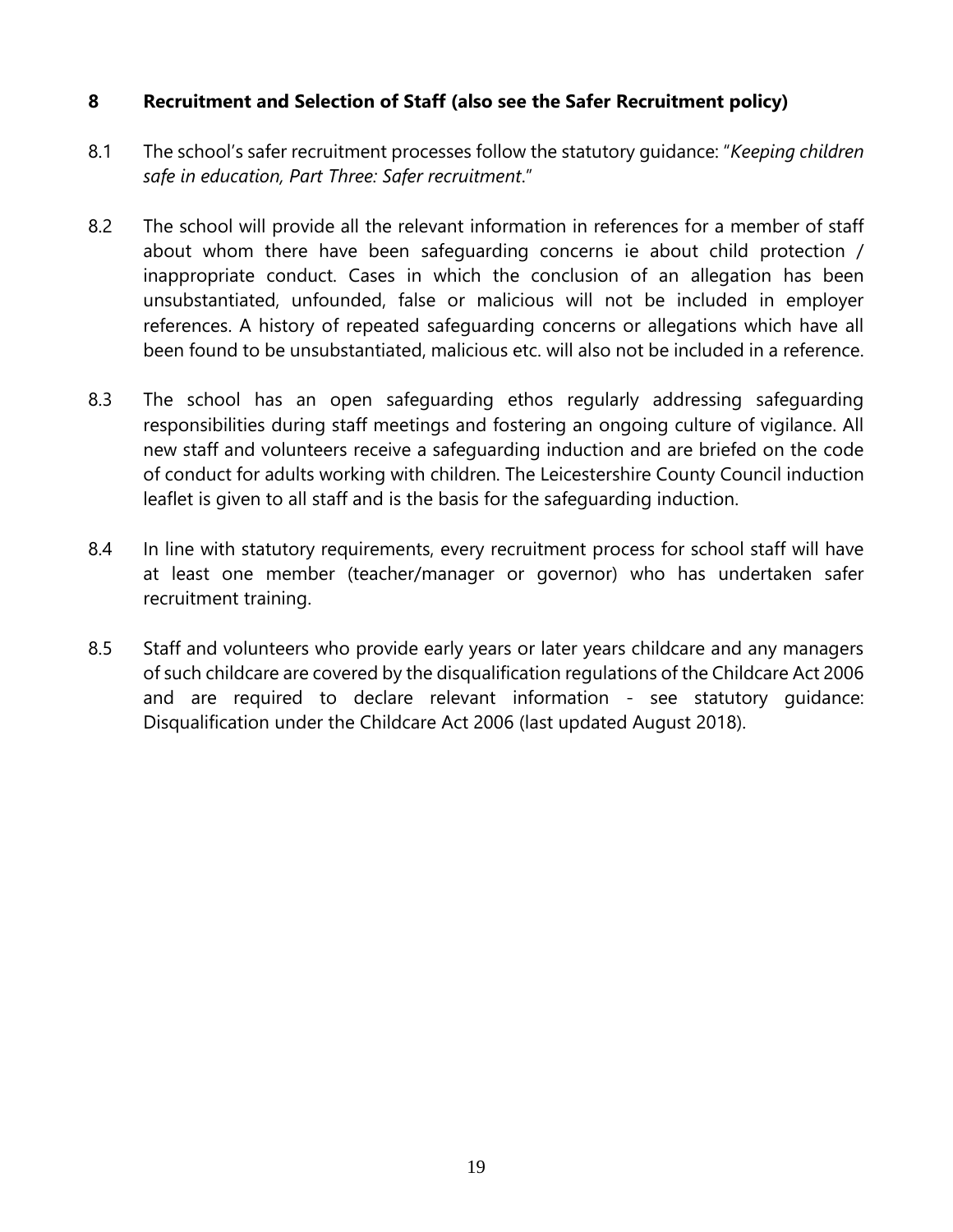## 8 Recruitment and Selection of Staff (also see the Safer Recruitment policy)

8.1 The school's safer recruitment processes follow the statutory guidance: "*Keeping children safe in education, Part Three: Safer recruitment*."

8.2 The school will provide all the relevant information in references for a member of staff about whom there have been safeguarding concerns ie about child protection / inappropriate conduct. Cases in which the conclusion of an allegation has been unsubstantiated, unfounded, false or malicious will not be included in employer references. A history of repeated safeguarding concerns or allegations which have all been found to be unsubstantiated, malicious etc. will also not be included in a reference.

8.3 The school has an open safeguarding ethos regularly addressing safeguarding responsibilities during staff meetings and fostering an ongoing culture of vigilance. All new staff and volunteers receive a safeguarding induction and are briefed on the code of conduct for adults working with children. The Leicestershire County Council induction leaflet is given to all staff and is the basis for the safeguarding induction.

8.4 In line with statutory requirements, every recruitment process for school staff will have at least one member (teacher/manager or governor) who has undertaken safer recruitment training.

8.5 Staff and volunteers who provide early years or later years childcare and any managers of such childcare are covered by the disqualification regulations of the Childcare Act 2006 and are required to declare relevant information - see statutory guidance: Disqualification under the Childcare Act 2006 (last updated August 2018).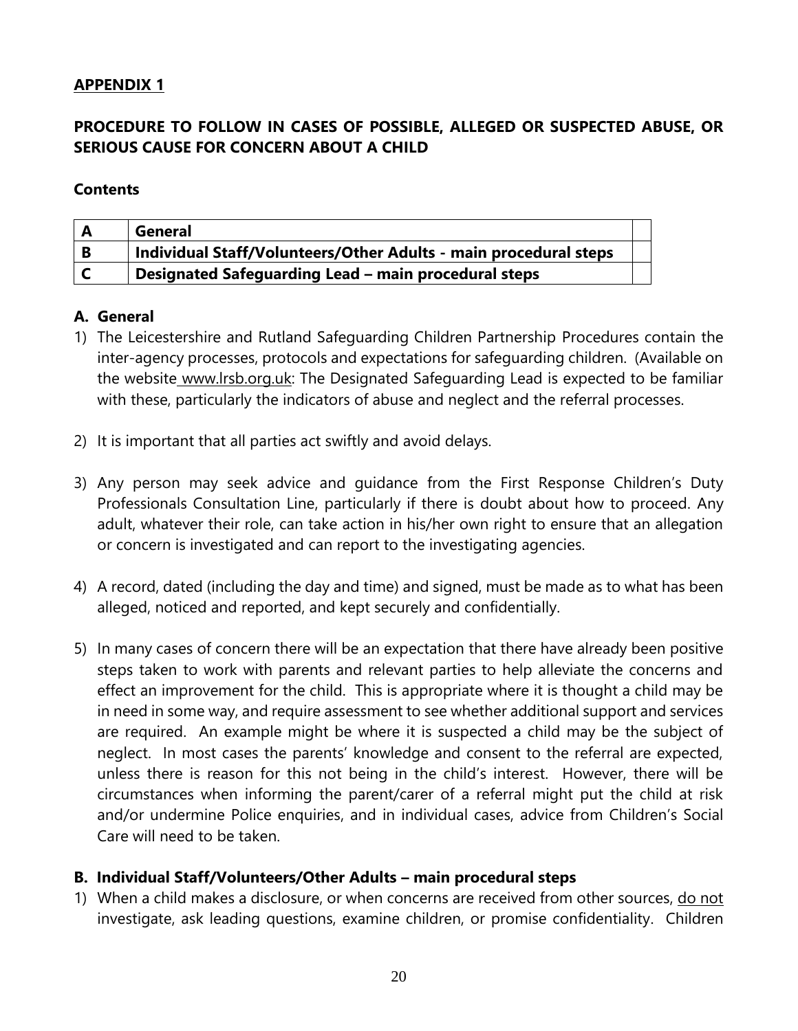**APPENDIX 1**

## PROCEDURE TO FOLLOW IN CASES OF POSSIBLE, ALLEGED OR SUSPECTED ABUSE, OR SERIOUS CAUSE FOR CONCERN ABOUT A CHILD

**Contents**

| | | |
|---|---|---|
| **A** | **General** | |
| **B** | **Individual Staff/Volunteers/Other Adults - main procedural steps** | |
| **C** | **Designated Safeguarding Lead – main procedural steps** | |

### A. General

1) The Leicestershire and Rutland Safeguarding Children Partnership Procedures contain the inter-agency processes, protocols and expectations for safeguarding children. (Available on the website www.lrsb.org.uk: The Designated Safeguarding Lead is expected to be familiar with these, particularly the indicators of abuse and neglect and the referral processes.

2) It is important that all parties act swiftly and avoid delays.

3) Any person may seek advice and guidance from the First Response Children's Duty Professionals Consultation Line, particularly if there is doubt about how to proceed. Any adult, whatever their role, can take action in his/her own right to ensure that an allegation or concern is investigated and can report to the investigating agencies.

4) A record, dated (including the day and time) and signed, must be made as to what has been alleged, noticed and reported, and kept securely and confidentially.

5) In many cases of concern there will be an expectation that there have already been positive steps taken to work with parents and relevant parties to help alleviate the concerns and effect an improvement for the child. This is appropriate where it is thought a child may be in need in some way, and require assessment to see whether additional support and services are required. An example might be where it is suspected a child may be the subject of neglect. In most cases the parents' knowledge and consent to the referral are expected, unless there is reason for this not being in the child's interest. However, there will be circumstances when informing the parent/carer of a referral might put the child at risk and/or undermine Police enquiries, and in individual cases, advice from Children's Social Care will need to be taken.

### B. Individual Staff/Volunteers/Other Adults – main procedural steps

1) When a child makes a disclosure, or when concerns are received from other sources, do not investigate, ask leading questions, examine children, or promise confidentiality. Children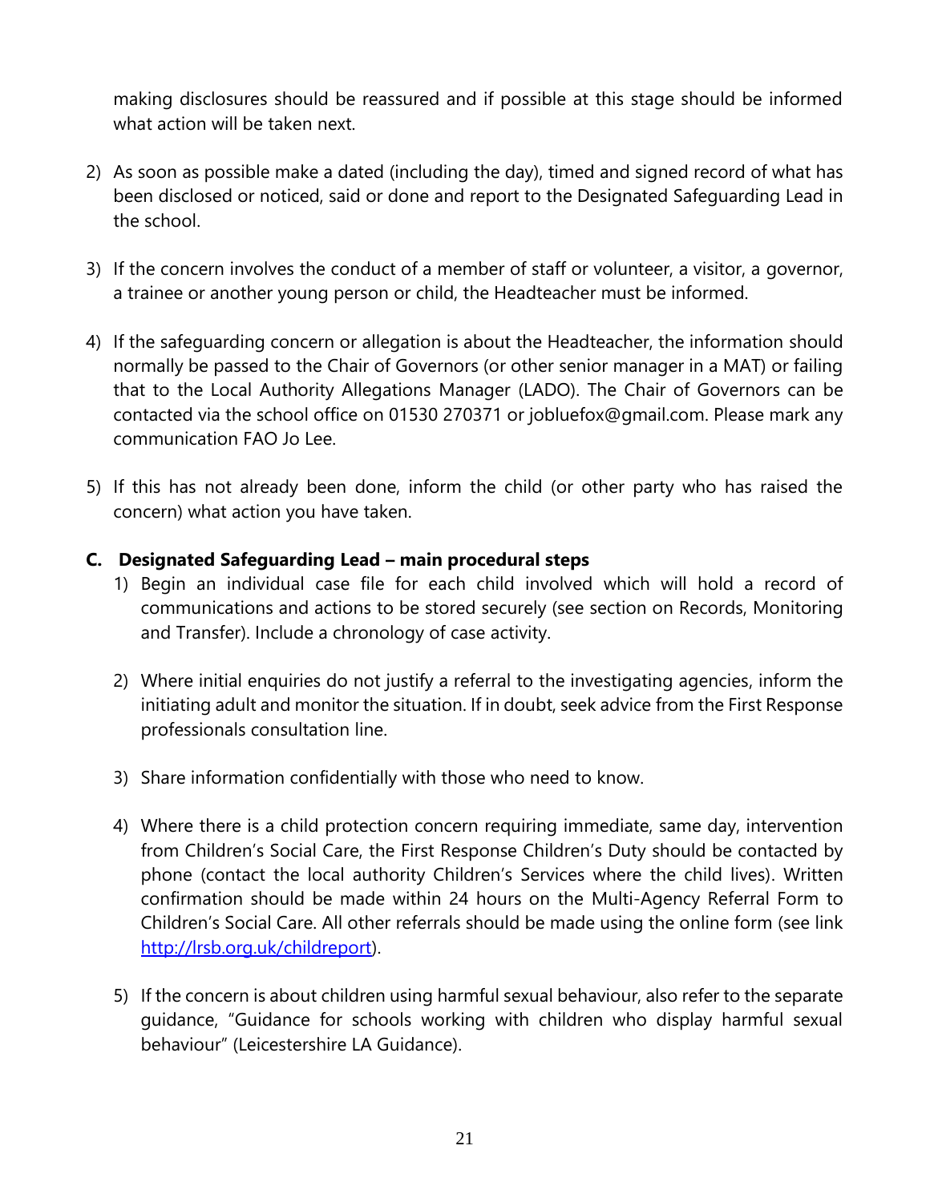making disclosures should be reassured and if possible at this stage should be informed what action will be taken next.

2) As soon as possible make a dated (including the day), timed and signed record of what has been disclosed or noticed, said or done and report to the Designated Safeguarding Lead in the school.

3) If the concern involves the conduct of a member of staff or volunteer, a visitor, a governor, a trainee or another young person or child, the Headteacher must be informed.

4) If the safeguarding concern or allegation is about the Headteacher, the information should normally be passed to the Chair of Governors (or other senior manager in a MAT) or failing that to the Local Authority Allegations Manager (LADO). The Chair of Governors can be contacted via the school office on 01530 270371 or jobluefox@gmail.com. Please mark any communication FAO Jo Lee.

5) If this has not already been done, inform the child (or other party who has raised the concern) what action you have taken.

### C. Designated Safeguarding Lead – main procedural steps

1) Begin an individual case file for each child involved which will hold a record of communications and actions to be stored securely (see section on Records, Monitoring and Transfer). Include a chronology of case activity.

2) Where initial enquiries do not justify a referral to the investigating agencies, inform the initiating adult and monitor the situation. If in doubt, seek advice from the First Response professionals consultation line.

3) Share information confidentially with those who need to know.

4) Where there is a child protection concern requiring immediate, same day, intervention from Children's Social Care, the First Response Children's Duty should be contacted by phone (contact the local authority Children's Services where the child lives). Written confirmation should be made within 24 hours on the Multi-Agency Referral Form to Children's Social Care. All other referrals should be made using the online form (see link http://lrsb.org.uk/childreport).

5) If the concern is about children using harmful sexual behaviour, also refer to the separate guidance, "Guidance for schools working with children who display harmful sexual behaviour" (Leicestershire LA Guidance).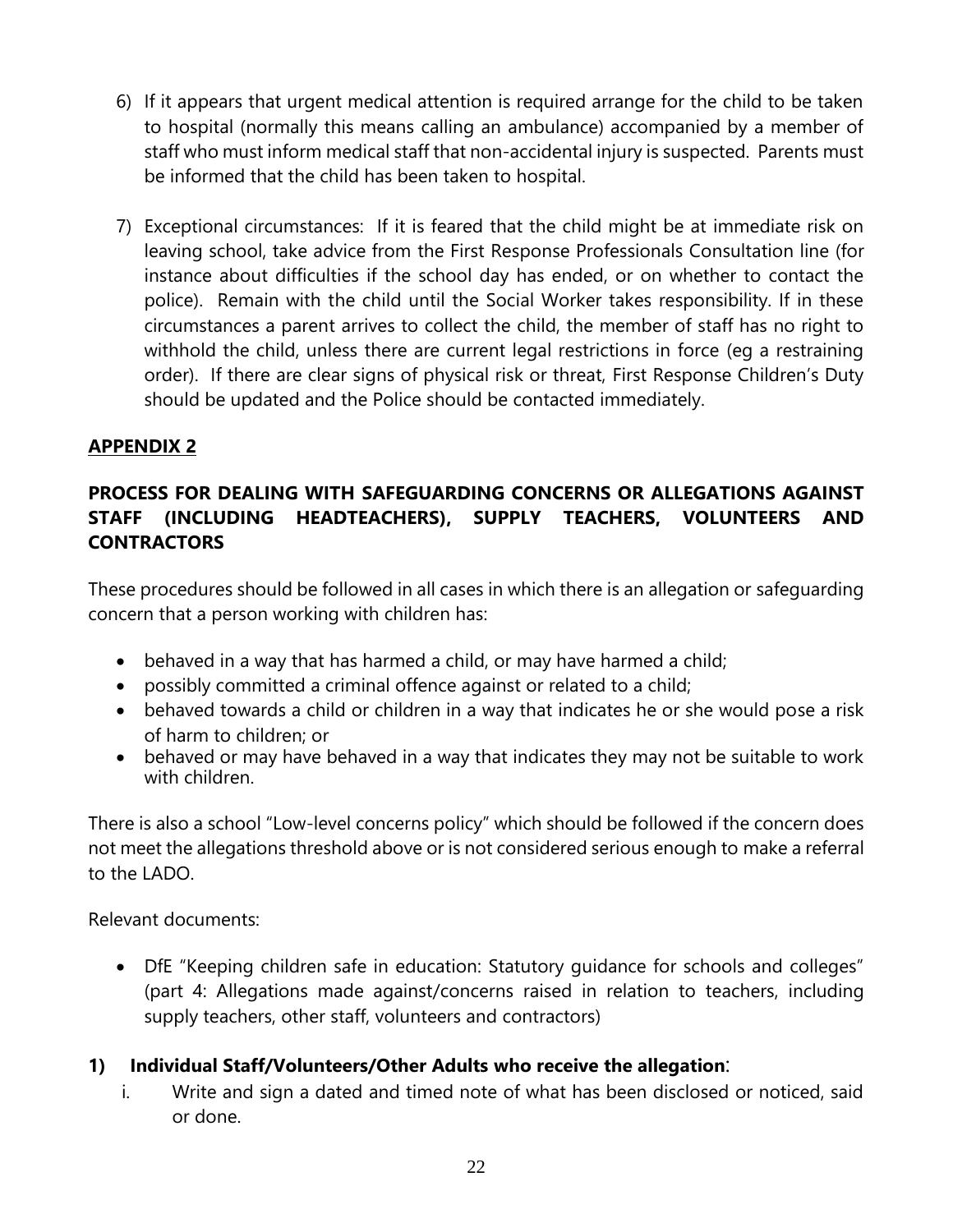6) If it appears that urgent medical attention is required arrange for the child to be taken to hospital (normally this means calling an ambulance) accompanied by a member of staff who must inform medical staff that non-accidental injury is suspected. Parents must be informed that the child has been taken to hospital.

7) Exceptional circumstances: If it is feared that the child might be at immediate risk on leaving school, take advice from the First Response Professionals Consultation line (for instance about difficulties if the school day has ended, or on whether to contact the police). Remain with the child until the Social Worker takes responsibility. If in these circumstances a parent arrives to collect the child, the member of staff has no right to withhold the child, unless there are current legal restrictions in force (eg a restraining order). If there are clear signs of physical risk or threat, First Response Children's Duty should be updated and the Police should be contacted immediately.

## APPENDIX 2

### PROCESS FOR DEALING WITH SAFEGUARDING CONCERNS OR ALLEGATIONS AGAINST STAFF (INCLUDING HEADTEACHERS), SUPPLY TEACHERS, VOLUNTEERS AND CONTRACTORS

These procedures should be followed in all cases in which there is an allegation or safeguarding concern that a person working with children has:

- behaved in a way that has harmed a child, or may have harmed a child;
- possibly committed a criminal offence against or related to a child;
- behaved towards a child or children in a way that indicates he or she would pose a risk of harm to children; or
- behaved or may have behaved in a way that indicates they may not be suitable to work with children.

There is also a school "Low-level concerns policy" which should be followed if the concern does not meet the allegations threshold above or is not considered serious enough to make a referral to the LADO.

Relevant documents:

- DfE "Keeping children safe in education: Statutory guidance for schools and colleges" (part 4: Allegations made against/concerns raised in relation to teachers, including supply teachers, other staff, volunteers and contractors)

**1) Individual Staff/Volunteers/Other Adults who receive the allegation**:

i. Write and sign a dated and timed note of what has been disclosed or noticed, said or done.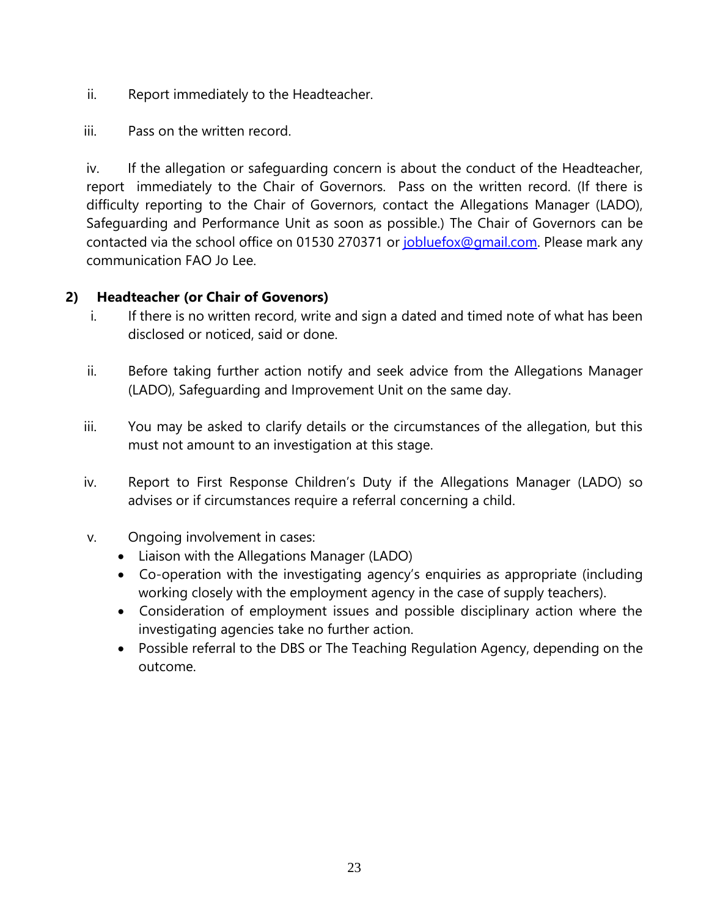ii. Report immediately to the Headteacher.

iii. Pass on the written record.

iv. If the allegation or safeguarding concern is about the conduct of the Headteacher, report immediately to the Chair of Governors. Pass on the written record. (If there is difficulty reporting to the Chair of Governors, contact the Allegations Manager (LADO), Safeguarding and Performance Unit as soon as possible.) The Chair of Governors can be contacted via the school office on 01530 270371 or [jobluefox@gmail.com](mailto:jobluefox@gmail.com). Please mark any communication FAO Jo Lee.

**2) Headteacher (or Chair of Govenors)**

i. If there is no written record, write and sign a dated and timed note of what has been disclosed or noticed, said or done.

ii. Before taking further action notify and seek advice from the Allegations Manager (LADO), Safeguarding and Improvement Unit on the same day.

iii. You may be asked to clarify details or the circumstances of the allegation, but this must not amount to an investigation at this stage.

iv. Report to First Response Children's Duty if the Allegations Manager (LADO) so advises or if circumstances require a referral concerning a child.

v. Ongoing involvement in cases:

- Liaison with the Allegations Manager (LADO)
- Co-operation with the investigating agency's enquiries as appropriate (including working closely with the employment agency in the case of supply teachers).
- Consideration of employment issues and possible disciplinary action where the investigating agencies take no further action.
- Possible referral to the DBS or The Teaching Regulation Agency, depending on the outcome.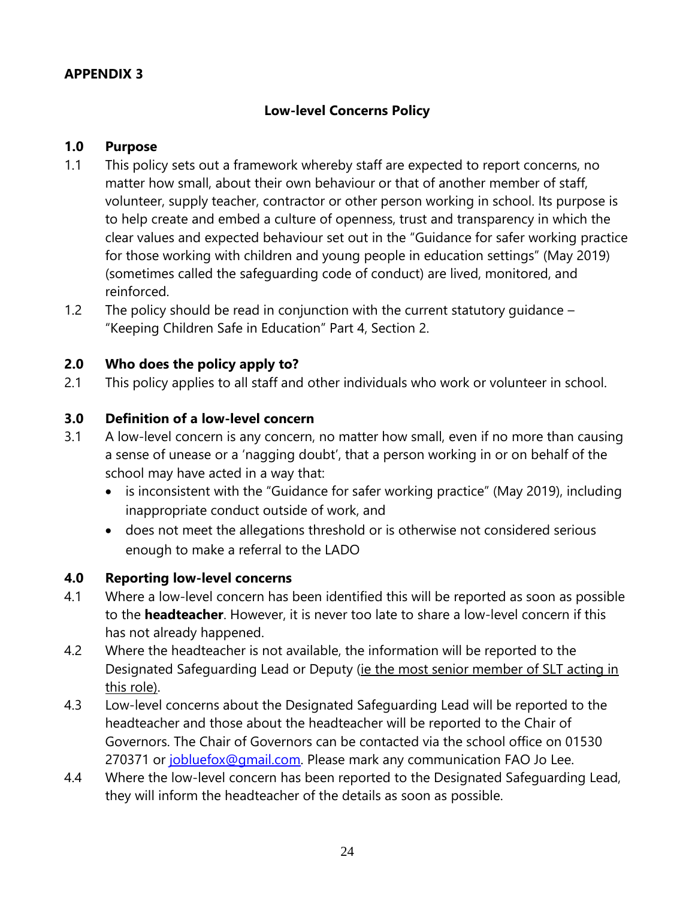**APPENDIX 3**

**Low-level Concerns Policy**

**1.0 Purpose**

1.1 This policy sets out a framework whereby staff are expected to report concerns, no matter how small, about their own behaviour or that of another member of staff, volunteer, supply teacher, contractor or other person working in school. Its purpose is to help create and embed a culture of openness, trust and transparency in which the clear values and expected behaviour set out in the "Guidance for safer working practice for those working with children and young people in education settings" (May 2019) (sometimes called the safeguarding code of conduct) are lived, monitored, and reinforced.

1.2 The policy should be read in conjunction with the current statutory guidance – "Keeping Children Safe in Education" Part 4, Section 2.

**2.0 Who does the policy apply to?**

2.1 This policy applies to all staff and other individuals who work or volunteer in school.

**3.0 Definition of a low-level concern**

3.1 A low-level concern is any concern, no matter how small, even if no more than causing a sense of unease or a 'nagging doubt', that a person working in or on behalf of the school may have acted in a way that:

- is inconsistent with the "Guidance for safer working practice" (May 2019), including inappropriate conduct outside of work, and
- does not meet the allegations threshold or is otherwise not considered serious enough to make a referral to the LADO

**4.0 Reporting low-level concerns**

4.1 Where a low-level concern has been identified this will be reported as soon as possible to the **headteacher**. However, it is never too late to share a low-level concern if this has not already happened.

4.2 Where the headteacher is not available, the information will be reported to the Designated Safeguarding Lead or Deputy (ie the most senior member of SLT acting in this role).

4.3 Low-level concerns about the Designated Safeguarding Lead will be reported to the headteacher and those about the headteacher will be reported to the Chair of Governors. The Chair of Governors can be contacted via the school office on 01530 270371 or jobluefox@gmail.com. Please mark any communication FAO Jo Lee.

4.4 Where the low-level concern has been reported to the Designated Safeguarding Lead, they will inform the headteacher of the details as soon as possible.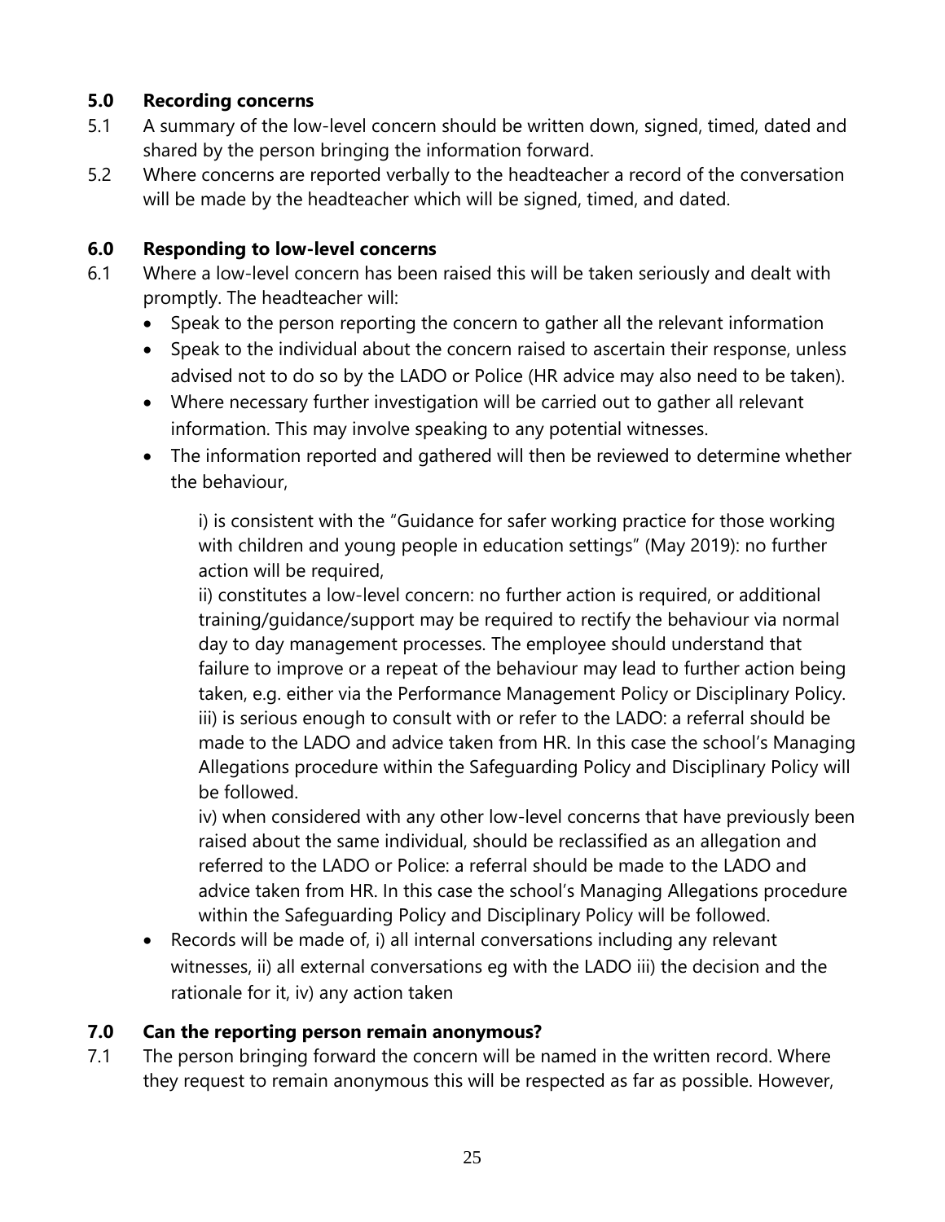## 5.0 Recording concerns

5.1 A summary of the low-level concern should be written down, signed, timed, dated and shared by the person bringing the information forward.

5.2 Where concerns are reported verbally to the headteacher a record of the conversation will be made by the headteacher which will be signed, timed, and dated.

## 6.0 Responding to low-level concerns

6.1 Where a low-level concern has been raised this will be taken seriously and dealt with promptly. The headteacher will:

- Speak to the person reporting the concern to gather all the relevant information
- Speak to the individual about the concern raised to ascertain their response, unless advised not to do so by the LADO or Police (HR advice may also need to be taken).
- Where necessary further investigation will be carried out to gather all relevant information. This may involve speaking to any potential witnesses.
- The information reported and gathered will then be reviewed to determine whether the behaviour,

  i) is consistent with the "Guidance for safer working practice for those working with children and young people in education settings" (May 2019): no further action will be required,
  ii) constitutes a low-level concern: no further action is required, or additional training/guidance/support may be required to rectify the behaviour via normal day to day management processes. The employee should understand that failure to improve or a repeat of the behaviour may lead to further action being taken, e.g. either via the Performance Management Policy or Disciplinary Policy.
  iii) is serious enough to consult with or refer to the LADO: a referral should be made to the LADO and advice taken from HR. In this case the school's Managing Allegations procedure within the Safeguarding Policy and Disciplinary Policy will be followed.
  iv) when considered with any other low-level concerns that have previously been raised about the same individual, should be reclassified as an allegation and referred to the LADO or Police: a referral should be made to the LADO and advice taken from HR. In this case the school's Managing Allegations procedure within the Safeguarding Policy and Disciplinary Policy will be followed.

- Records will be made of, i) all internal conversations including any relevant witnesses, ii) all external conversations eg with the LADO iii) the decision and the rationale for it, iv) any action taken

## 7.0 Can the reporting person remain anonymous?

7.1 The person bringing forward the concern will be named in the written record. Where they request to remain anonymous this will be respected as far as possible. However,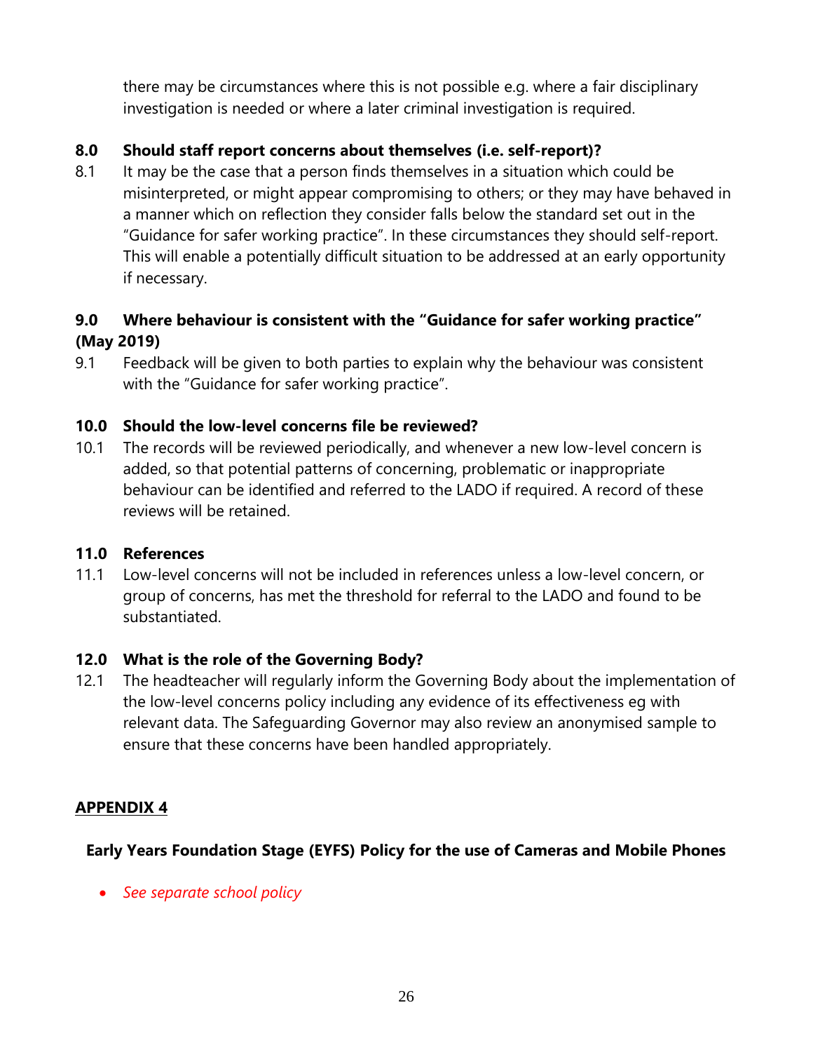there may be circumstances where this is not possible e.g. where a fair disciplinary investigation is needed or where a later criminal investigation is required.

### 8.0 Should staff report concerns about themselves (i.e. self-report)?

8.1 It may be the case that a person finds themselves in a situation which could be misinterpreted, or might appear compromising to others; or they may have behaved in a manner which on reflection they consider falls below the standard set out in the "Guidance for safer working practice". In these circumstances they should self-report. This will enable a potentially difficult situation to be addressed at an early opportunity if necessary.

### 9.0 Where behaviour is consistent with the "Guidance for safer working practice" (May 2019)

9.1 Feedback will be given to both parties to explain why the behaviour was consistent with the "Guidance for safer working practice".

### 10.0 Should the low-level concerns file be reviewed?

10.1 The records will be reviewed periodically, and whenever a new low-level concern is added, so that potential patterns of concerning, problematic or inappropriate behaviour can be identified and referred to the LADO if required. A record of these reviews will be retained.

### 11.0 References

11.1 Low-level concerns will not be included in references unless a low-level concern, or group of concerns, has met the threshold for referral to the LADO and found to be substantiated.

### 12.0 What is the role of the Governing Body?

12.1 The headteacher will regularly inform the Governing Body about the implementation of the low-level concerns policy including any evidence of its effectiveness eg with relevant data. The Safeguarding Governor may also review an anonymised sample to ensure that these concerns have been handled appropriately.

## APPENDIX 4

### Early Years Foundation Stage (EYFS) Policy for the use of Cameras and Mobile Phones

- *See separate school policy*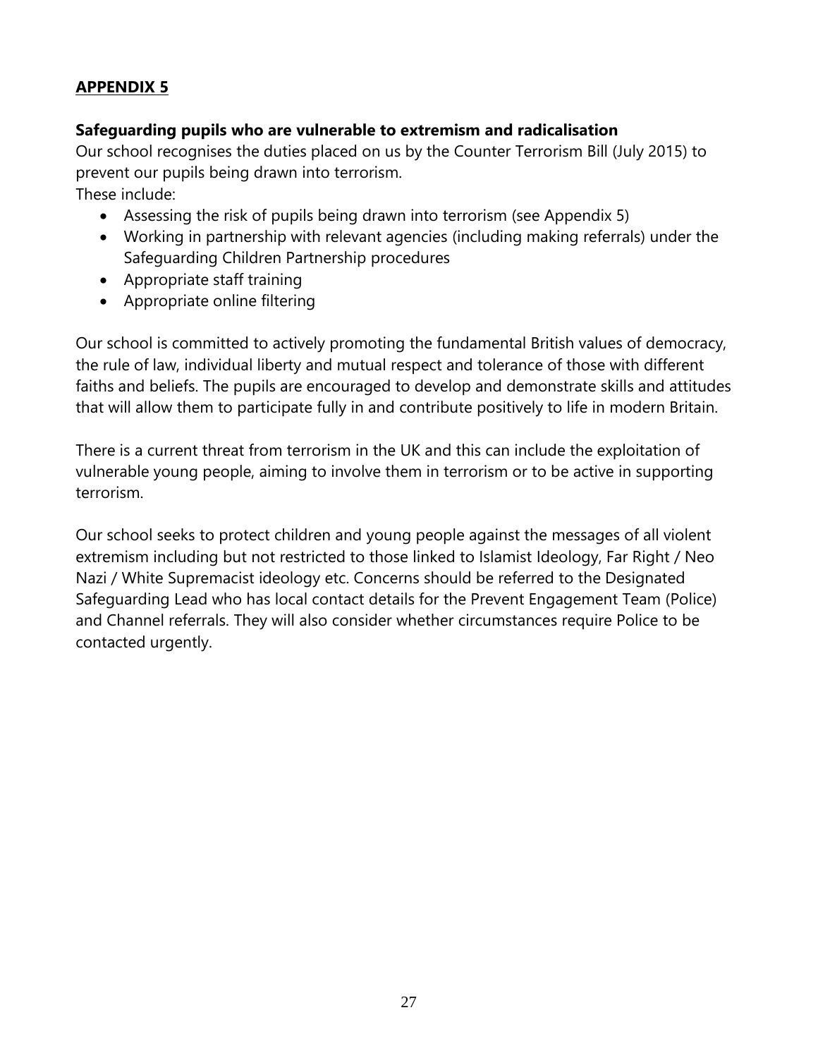## APPENDIX 5

### Safeguarding pupils who are vulnerable to extremism and radicalisation

Our school recognises the duties placed on us by the Counter Terrorism Bill (July 2015) to prevent our pupils being drawn into terrorism.
These include:

- Assessing the risk of pupils being drawn into terrorism (see Appendix 5)
- Working in partnership with relevant agencies (including making referrals) under the Safeguarding Children Partnership procedures
- Appropriate staff training
- Appropriate online filtering

Our school is committed to actively promoting the fundamental British values of democracy, the rule of law, individual liberty and mutual respect and tolerance of those with different faiths and beliefs. The pupils are encouraged to develop and demonstrate skills and attitudes that will allow them to participate fully in and contribute positively to life in modern Britain.

There is a current threat from terrorism in the UK and this can include the exploitation of vulnerable young people, aiming to involve them in terrorism or to be active in supporting terrorism.

Our school seeks to protect children and young people against the messages of all violent extremism including but not restricted to those linked to Islamist Ideology, Far Right / Neo Nazi / White Supremacist ideology etc. Concerns should be referred to the Designated Safeguarding Lead who has local contact details for the Prevent Engagement Team (Police) and Channel referrals. They will also consider whether circumstances require Police to be contacted urgently.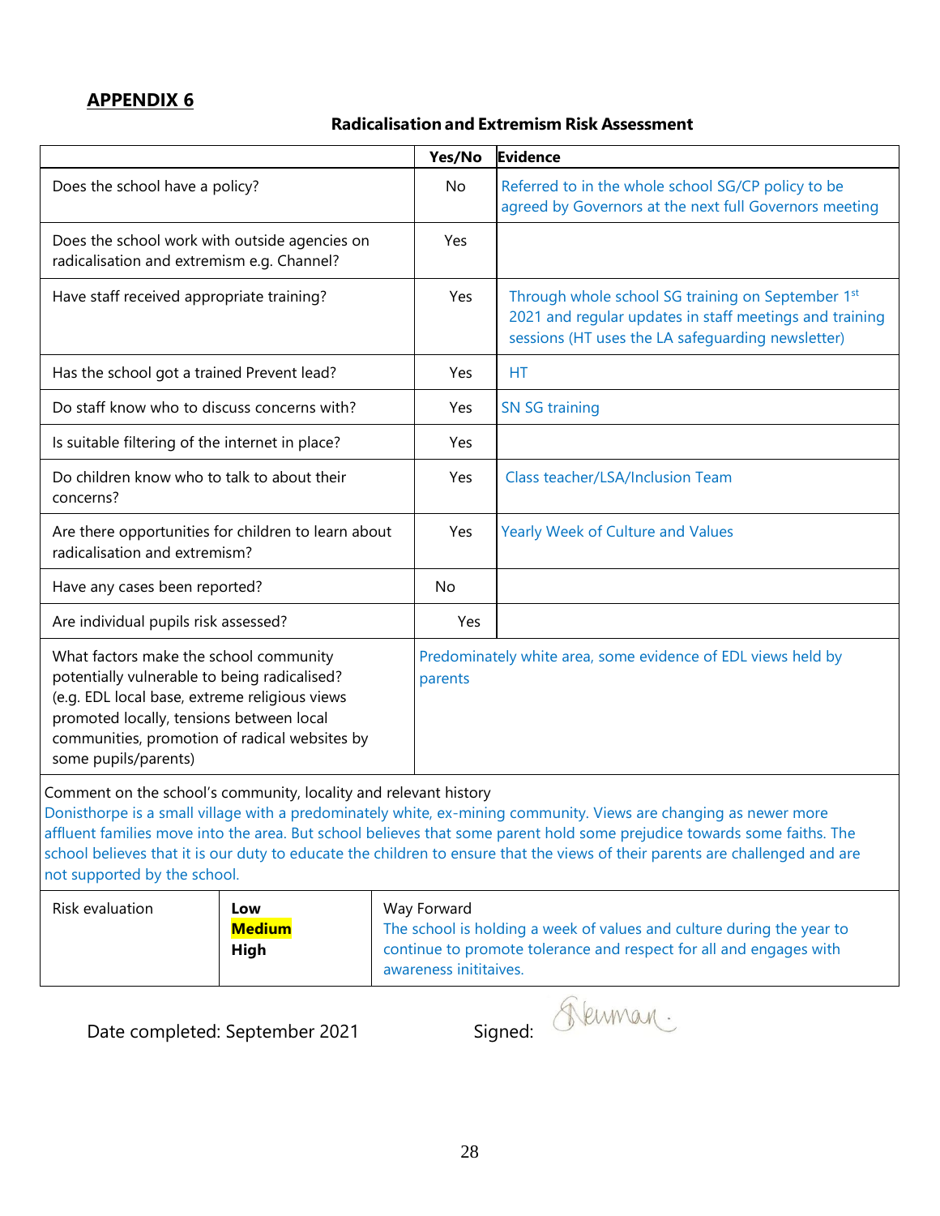## APPENDIX 6

### Radicalisation and Extremism Risk Assessment

| | Yes/No | Evidence |
|---|---|---|
| Does the school have a policy? | No | Referred to in the whole school SG/CP policy to be agreed by Governors at the next full Governors meeting |
| Does the school work with outside agencies on radicalisation and extremism e.g. Channel? | Yes | |
| Have staff received appropriate training? | Yes | Through whole school SG training on September 1st 2021 and regular updates in staff meetings and training sessions (HT uses the LA safeguarding newsletter) |
| Has the school got a trained Prevent lead? | Yes | HT |
| Do staff know who to discuss concerns with? | Yes | SN SG training |
| Is suitable filtering of the internet in place? | Yes | |
| Do children know who to talk to about their concerns? | Yes | Class teacher/LSA/Inclusion Team |
| Are there opportunities for children to learn about radicalisation and extremism? | Yes | Yearly Week of Culture and Values |
| Have any cases been reported? | No | |
| Are individual pupils risk assessed? | Yes | |
| What factors make the school community potentially vulnerable to being radicalised? (e.g. EDL local base, extreme religious views promoted locally, tensions between local communities, promotion of radical websites by some pupils/parents) | Predominately white area, some evidence of EDL views held by parents | |

Comment on the school's community, locality and relevant history

Donisthorpe is a small village with a predominately white, ex-mining community. Views are changing as newer more affluent families move into the area. But school believes that some parent hold some prejudice towards some faiths. The school believes that it is our duty to educate the children to ensure that the views of their parents are challenged and are not supported by the school.

| Risk evaluation | Low<br>**Medium**<br>High | Way Forward<br>The school is holding a week of values and culture during the year to continue to promote tolerance and respect for all and engages with awareness inititaives. |
|---|---|---|

Date completed: September 2021

Signed: Newman.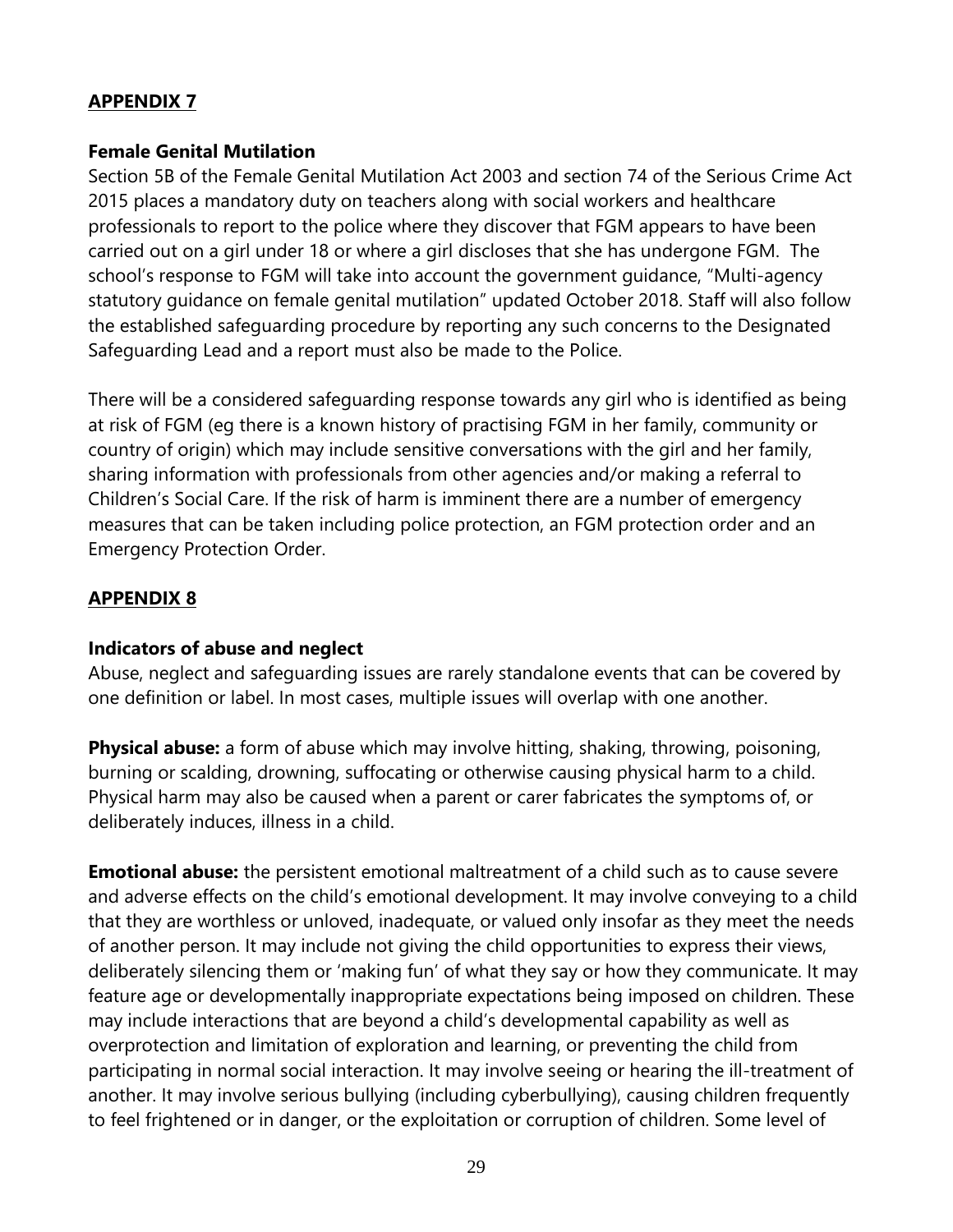## APPENDIX 7

**Female Genital Mutilation**
Section 5B of the Female Genital Mutilation Act 2003 and section 74 of the Serious Crime Act 2015 places a mandatory duty on teachers along with social workers and healthcare professionals to report to the police where they discover that FGM appears to have been carried out on a girl under 18 or where a girl discloses that she has undergone FGM. The school's response to FGM will take into account the government guidance, "Multi-agency statutory guidance on female genital mutilation" updated October 2018. Staff will also follow the established safeguarding procedure by reporting any such concerns to the Designated Safeguarding Lead and a report must also be made to the Police.

There will be a considered safeguarding response towards any girl who is identified as being at risk of FGM (eg there is a known history of practising FGM in her family, community or country of origin) which may include sensitive conversations with the girl and her family, sharing information with professionals from other agencies and/or making a referral to Children's Social Care. If the risk of harm is imminent there are a number of emergency measures that can be taken including police protection, an FGM protection order and an Emergency Protection Order.

## APPENDIX 8

**Indicators of abuse and neglect**
Abuse, neglect and safeguarding issues are rarely standalone events that can be covered by one definition or label. In most cases, multiple issues will overlap with one another.

**Physical abuse:** a form of abuse which may involve hitting, shaking, throwing, poisoning, burning or scalding, drowning, suffocating or otherwise causing physical harm to a child. Physical harm may also be caused when a parent or carer fabricates the symptoms of, or deliberately induces, illness in a child.

**Emotional abuse:** the persistent emotional maltreatment of a child such as to cause severe and adverse effects on the child's emotional development. It may involve conveying to a child that they are worthless or unloved, inadequate, or valued only insofar as they meet the needs of another person. It may include not giving the child opportunities to express their views, deliberately silencing them or 'making fun' of what they say or how they communicate. It may feature age or developmentally inappropriate expectations being imposed on children. These may include interactions that are beyond a child's developmental capability as well as overprotection and limitation of exploration and learning, or preventing the child from participating in normal social interaction. It may involve seeing or hearing the ill-treatment of another. It may involve serious bullying (including cyberbullying), causing children frequently to feel frightened or in danger, or the exploitation or corruption of children. Some level of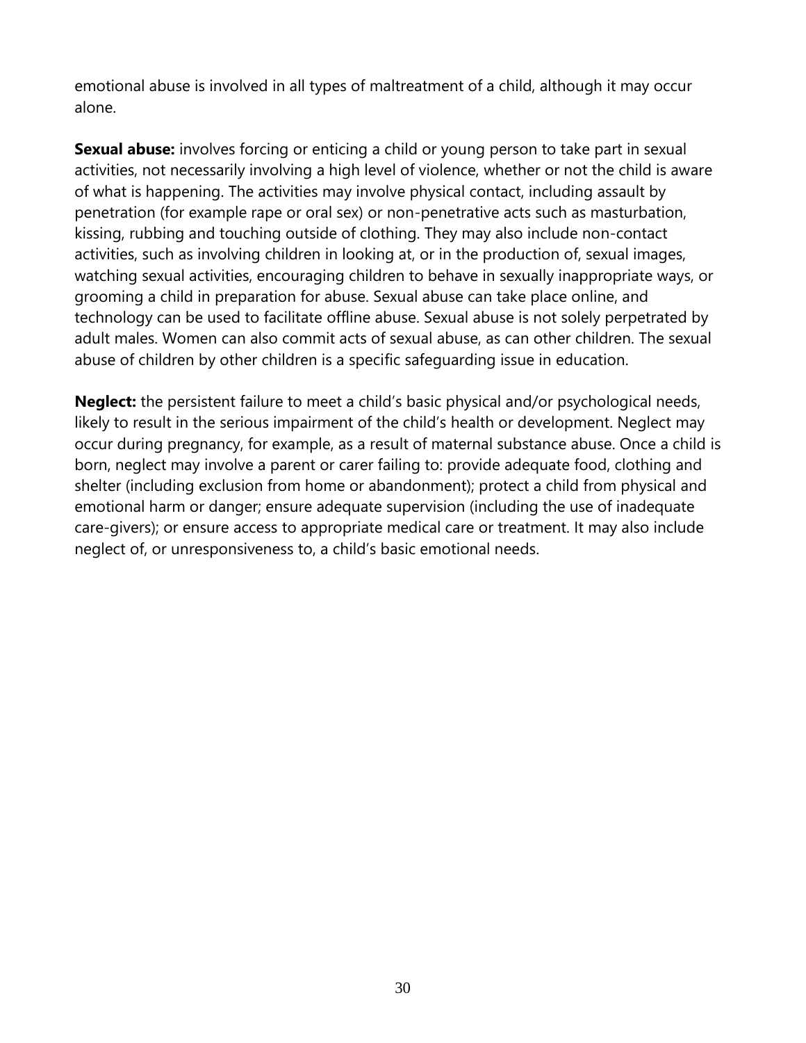emotional abuse is involved in all types of maltreatment of a child, although it may occur alone.

**Sexual abuse:** involves forcing or enticing a child or young person to take part in sexual activities, not necessarily involving a high level of violence, whether or not the child is aware of what is happening. The activities may involve physical contact, including assault by penetration (for example rape or oral sex) or non-penetrative acts such as masturbation, kissing, rubbing and touching outside of clothing. They may also include non-contact activities, such as involving children in looking at, or in the production of, sexual images, watching sexual activities, encouraging children to behave in sexually inappropriate ways, or grooming a child in preparation for abuse. Sexual abuse can take place online, and technology can be used to facilitate offline abuse. Sexual abuse is not solely perpetrated by adult males. Women can also commit acts of sexual abuse, as can other children. The sexual abuse of children by other children is a specific safeguarding issue in education.

**Neglect:** the persistent failure to meet a child's basic physical and/or psychological needs, likely to result in the serious impairment of the child's health or development. Neglect may occur during pregnancy, for example, as a result of maternal substance abuse. Once a child is born, neglect may involve a parent or carer failing to: provide adequate food, clothing and shelter (including exclusion from home or abandonment); protect a child from physical and emotional harm or danger; ensure adequate supervision (including the use of inadequate care-givers); or ensure access to appropriate medical care or treatment. It may also include neglect of, or unresponsiveness to, a child's basic emotional needs.